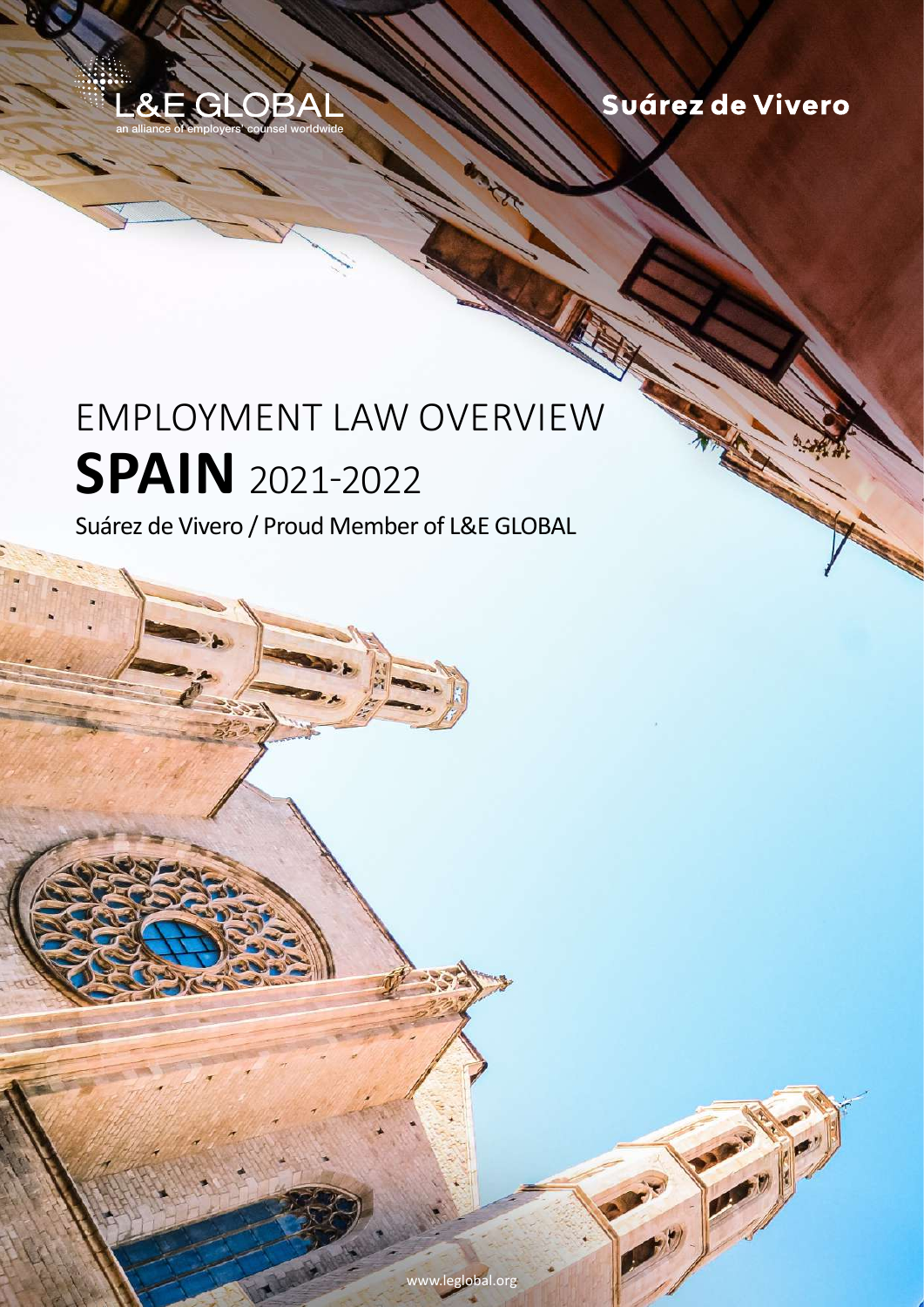L&E GLOBAL

an alliance of employers' counsel worldwide

Suárez de Vivero

# EMPLOYMENT LAW OVERVIEW
# **SPAIN** 2021-2022

Suárez de Vivero / Proud Member of L&E GLOBAL

www.leglobal.org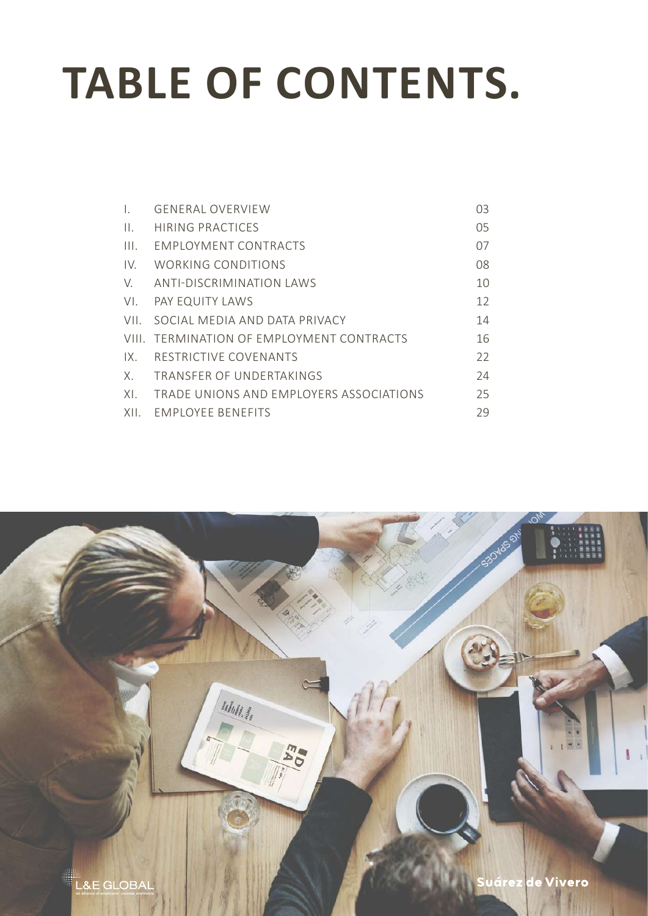# TABLE OF CONTENTS.

| | | |
|---|---|---|
| I. | GENERAL OVERVIEW | 03 |
| II. | HIRING PRACTICES | 05 |
| III. | EMPLOYMENT CONTRACTS | 07 |
| IV. | WORKING CONDITIONS | 08 |
| V. | ANTI-DISCRIMINATION LAWS | 10 |
| VI. | PAY EQUITY LAWS | 12 |
| VII. | SOCIAL MEDIA AND DATA PRIVACY | 14 |
| VIII. | TERMINATION OF EMPLOYMENT CONTRACTS | 16 |
| IX. | RESTRICTIVE COVENANTS | 22 |
| X. | TRANSFER OF UNDERTAKINGS | 24 |
| XI. | TRADE UNIONS AND EMPLOYERS ASSOCIATIONS | 25 |
| XII. | EMPLOYEE BENEFITS | 29 |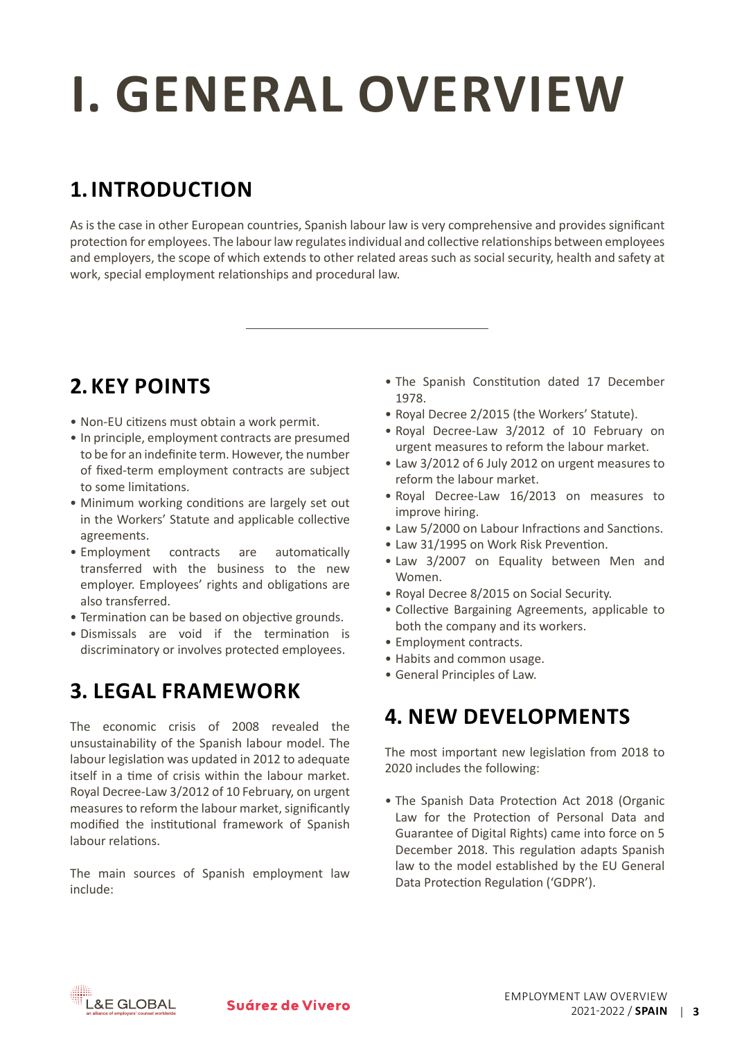# I. GENERAL OVERVIEW

## 1. INTRODUCTION

As is the case in other European countries, Spanish labour law is very comprehensive and provides significant protection for employees. The labour law regulates individual and collective relationships between employees and employers, the scope of which extends to other related areas such as social security, health and safety at work, special employment relationships and procedural law.

## 2. KEY POINTS

- Non-EU citizens must obtain a work permit.
- In principle, employment contracts are presumed to be for an indefinite term. However, the number of fixed-term employment contracts are subject to some limitations.
- Minimum working conditions are largely set out in the Workers' Statute and applicable collective agreements.
- Employment contracts are automatically transferred with the business to the new employer. Employees' rights and obligations are also transferred.
- Termination can be based on objective grounds.
- Dismissals are void if the termination is discriminatory or involves protected employees.

## 3. LEGAL FRAMEWORK

The economic crisis of 2008 revealed the unsustainability of the Spanish labour model. The labour legislation was updated in 2012 to adequate itself in a time of crisis within the labour market. Royal Decree-Law 3/2012 of 10 February, on urgent measures to reform the labour market, significantly modified the institutional framework of Spanish labour relations.

The main sources of Spanish employment law include:

- The Spanish Constitution dated 17 December 1978.
- Royal Decree 2/2015 (the Workers' Statute).
- Royal Decree-Law 3/2012 of 10 February on urgent measures to reform the labour market.
- Law 3/2012 of 6 July 2012 on urgent measures to reform the labour market.
- Royal Decree-Law 16/2013 on measures to improve hiring.
- Law 5/2000 on Labour Infractions and Sanctions.
- Law 31/1995 on Work Risk Prevention.
- Law 3/2007 on Equality between Men and Women.
- Royal Decree 8/2015 on Social Security.
- Collective Bargaining Agreements, applicable to both the company and its workers.
- Employment contracts.
- Habits and common usage.
- General Principles of Law.

## 4. NEW DEVELOPMENTS

The most important new legislation from 2018 to 2020 includes the following:

- The Spanish Data Protection Act 2018 (Organic Law for the Protection of Personal Data and Guarantee of Digital Rights) came into force on 5 December 2018. This regulation adapts Spanish law to the model established by the EU General Data Protection Regulation ('GDPR').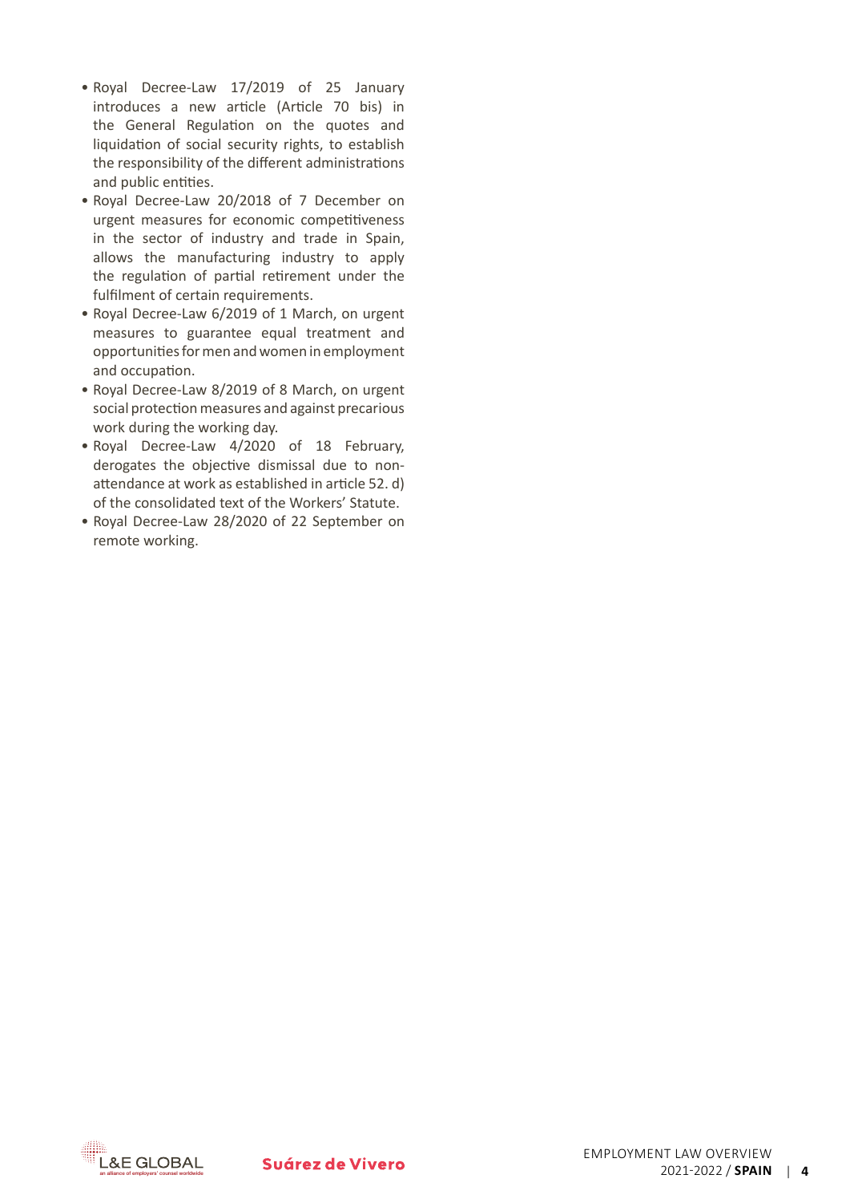- Royal Decree-Law 17/2019 of 25 January introduces a new article (Article 70 bis) in the General Regulation on the quotes and liquidation of social security rights, to establish the responsibility of the different administrations and public entities.
- Royal Decree-Law 20/2018 of 7 December on urgent measures for economic competitiveness in the sector of industry and trade in Spain, allows the manufacturing industry to apply the regulation of partial retirement under the fulfilment of certain requirements.
- Royal Decree-Law 6/2019 of 1 March, on urgent measures to guarantee equal treatment and opportunities for men and women in employment and occupation.
- Royal Decree-Law 8/2019 of 8 March, on urgent social protection measures and against precarious work during the working day.
- Royal Decree-Law 4/2020 of 18 February, derogates the objective dismissal due to non-attendance at work as established in article 52. d) of the consolidated text of the Workers' Statute.
- Royal Decree-Law 28/2020 of 22 September on remote working.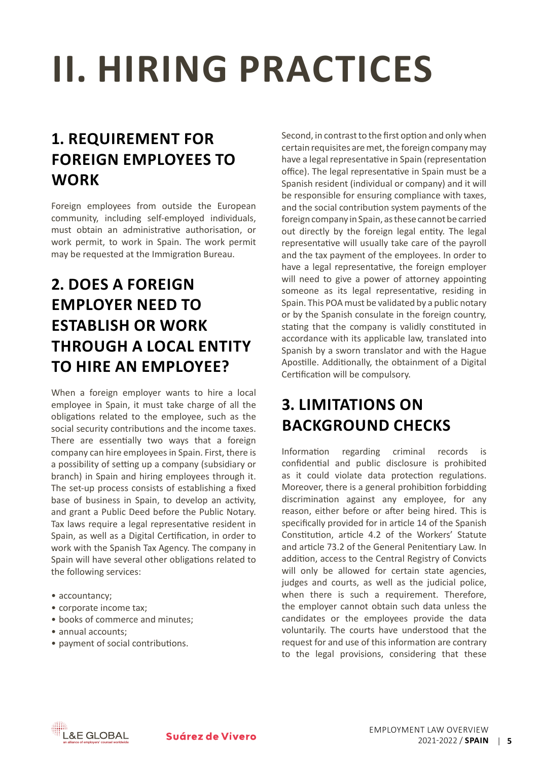# II. HIRING PRACTICES

## 1. REQUIREMENT FOR FOREIGN EMPLOYEES TO WORK

Foreign employees from outside the European community, including self-employed individuals, must obtain an administrative authorisation, or work permit, to work in Spain. The work permit may be requested at the Immigration Bureau.

## 2. DOES A FOREIGN EMPLOYER NEED TO ESTABLISH OR WORK THROUGH A LOCAL ENTITY TO HIRE AN EMPLOYEE?

When a foreign employer wants to hire a local employee in Spain, it must take charge of all the obligations related to the employee, such as the social security contributions and the income taxes. There are essentially two ways that a foreign company can hire employees in Spain. First, there is a possibility of setting up a company (subsidiary or branch) in Spain and hiring employees through it. The set-up process consists of establishing a fixed base of business in Spain, to develop an activity, and grant a Public Deed before the Public Notary. Tax laws require a legal representative resident in Spain, as well as a Digital Certification, in order to work with the Spanish Tax Agency. The company in Spain will have several other obligations related to the following services:

- accountancy;
- corporate income tax;
- books of commerce and minutes;
- annual accounts;
- payment of social contributions.

Second, in contrast to the first option and only when certain requisites are met, the foreign company may have a legal representative in Spain (representation office). The legal representative in Spain must be a Spanish resident (individual or company) and it will be responsible for ensuring compliance with taxes, and the social contribution system payments of the foreign company in Spain, as these cannot be carried out directly by the foreign legal entity. The legal representative will usually take care of the payroll and the tax payment of the employees. In order to have a legal representative, the foreign employer will need to give a power of attorney appointing someone as its legal representative, residing in Spain. This POA must be validated by a public notary or by the Spanish consulate in the foreign country, stating that the company is validly constituted in accordance with its applicable law, translated into Spanish by a sworn translator and with the Hague Apostille. Additionally, the obtainment of a Digital Certification will be compulsory.

## 3. LIMITATIONS ON BACKGROUND CHECKS

Information regarding criminal records is confidential and public disclosure is prohibited as it could violate data protection regulations. Moreover, there is a general prohibition forbidding discrimination against any employee, for any reason, either before or after being hired. This is specifically provided for in article 14 of the Spanish Constitution, article 4.2 of the Workers' Statute and article 73.2 of the General Penitentiary Law. In addition, access to the Central Registry of Convicts will only be allowed for certain state agencies, judges and courts, as well as the judicial police, when there is such a requirement. Therefore, the employer cannot obtain such data unless the candidates or the employees provide the data voluntarily. The courts have understood that the request for and use of this information are contrary to the legal provisions, considering that these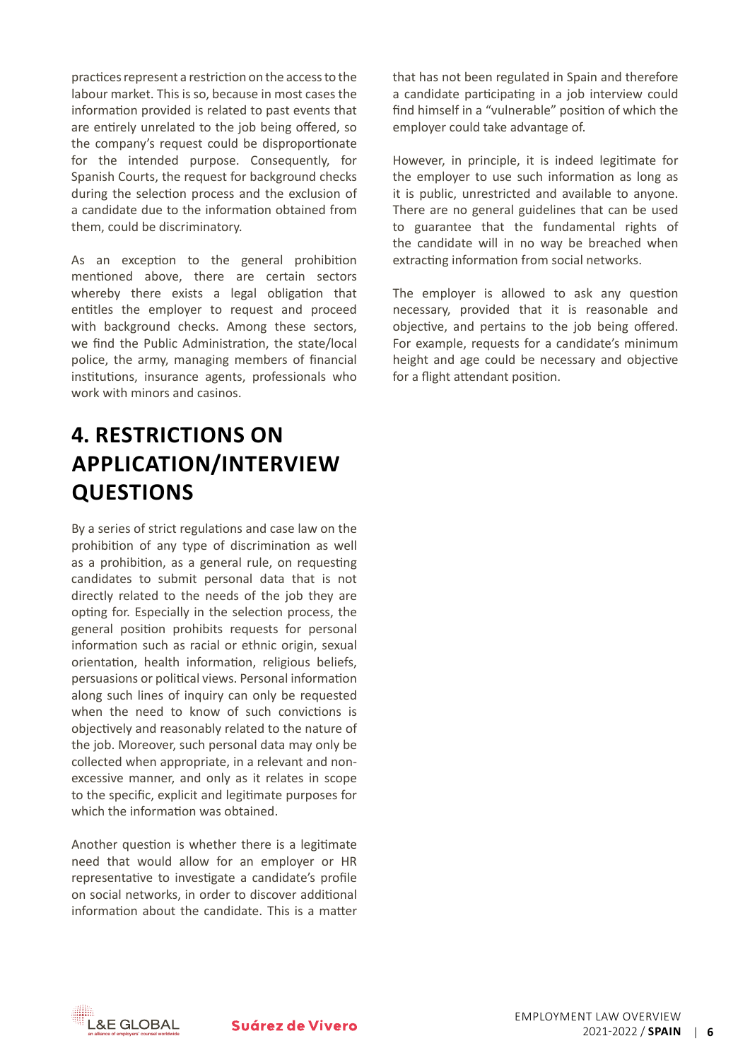practices represent a restriction on the access to the labour market. This is so, because in most cases the information provided is related to past events that are entirely unrelated to the job being offered, so the company's request could be disproportionate for the intended purpose. Consequently, for Spanish Courts, the request for background checks during the selection process and the exclusion of a candidate due to the information obtained from them, could be discriminatory.

As an exception to the general prohibition mentioned above, there are certain sectors whereby there exists a legal obligation that entitles the employer to request and proceed with background checks. Among these sectors, we find the Public Administration, the state/local police, the army, managing members of financial institutions, insurance agents, professionals who work with minors and casinos.

## 4. RESTRICTIONS ON APPLICATION/INTERVIEW QUESTIONS

By a series of strict regulations and case law on the prohibition of any type of discrimination as well as a prohibition, as a general rule, on requesting candidates to submit personal data that is not directly related to the needs of the job they are opting for. Especially in the selection process, the general position prohibits requests for personal information such as racial or ethnic origin, sexual orientation, health information, religious beliefs, persuasions or political views. Personal information along such lines of inquiry can only be requested when the need to know of such convictions is objectively and reasonably related to the nature of the job. Moreover, such personal data may only be collected when appropriate, in a relevant and non-excessive manner, and only as it relates in scope to the specific, explicit and legitimate purposes for which the information was obtained.

Another question is whether there is a legitimate need that would allow for an employer or HR representative to investigate a candidate's profile on social networks, in order to discover additional information about the candidate. This is a matter that has not been regulated in Spain and therefore a candidate participating in a job interview could find himself in a "vulnerable" position of which the employer could take advantage of.

However, in principle, it is indeed legitimate for the employer to use such information as long as it is public, unrestricted and available to anyone. There are no general guidelines that can be used to guarantee that the fundamental rights of the candidate will in no way be breached when extracting information from social networks.

The employer is allowed to ask any question necessary, provided that it is reasonable and objective, and pertains to the job being offered. For example, requests for a candidate's minimum height and age could be necessary and objective for a flight attendant position.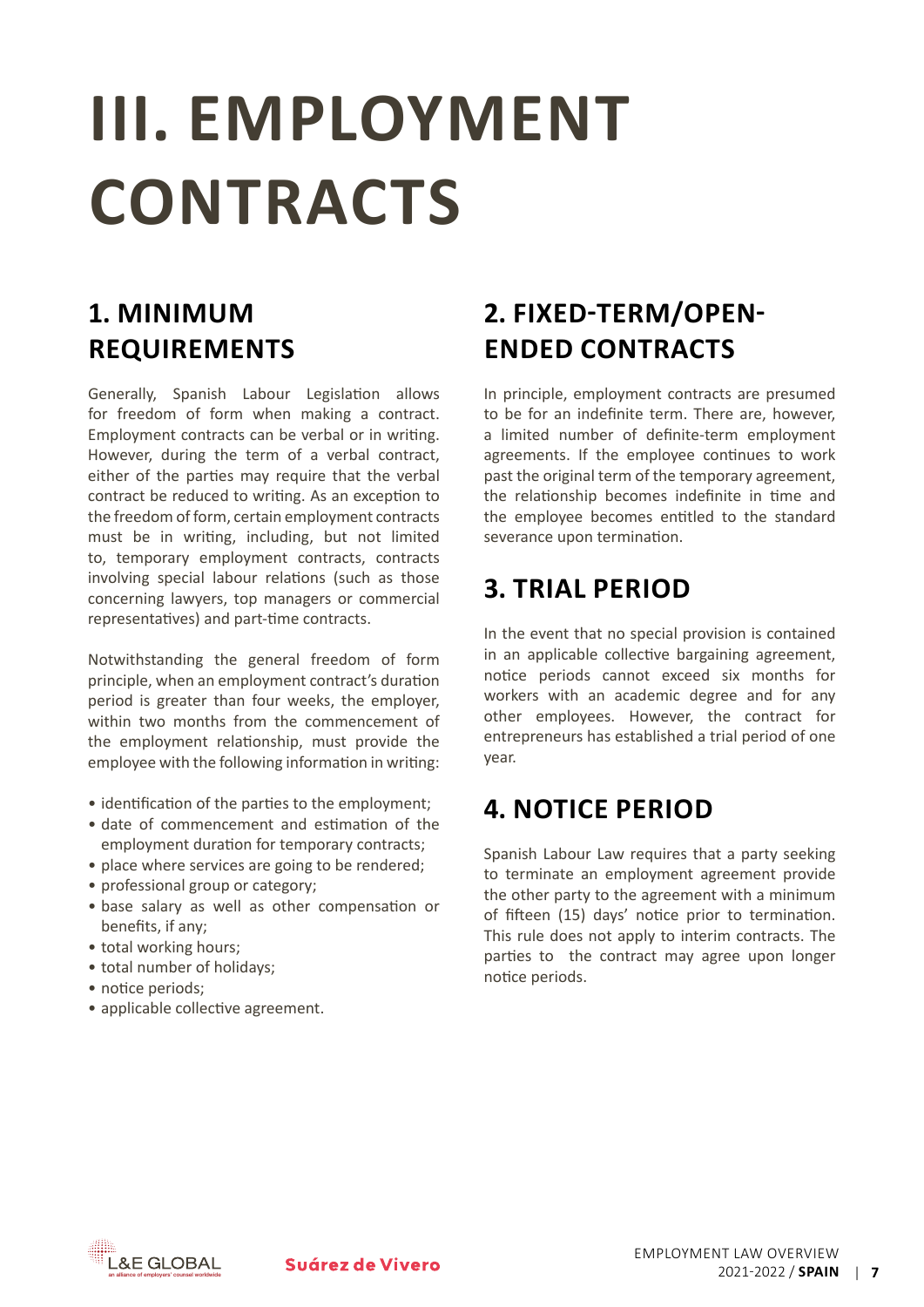# III. EMPLOYMENT CONTRACTS

## 1. MINIMUM REQUIREMENTS

Generally, Spanish Labour Legislation allows for freedom of form when making a contract. Employment contracts can be verbal or in writing. However, during the term of a verbal contract, either of the parties may require that the verbal contract be reduced to writing. As an exception to the freedom of form, certain employment contracts must be in writing, including, but not limited to, temporary employment contracts, contracts involving special labour relations (such as those concerning lawyers, top managers or commercial representatives) and part-time contracts.

Notwithstanding the general freedom of form principle, when an employment contract's duration period is greater than four weeks, the employer, within two months from the commencement of the employment relationship, must provide the employee with the following information in writing:

- identification of the parties to the employment;
- date of commencement and estimation of the employment duration for temporary contracts;
- place where services are going to be rendered;
- professional group or category;
- base salary as well as other compensation or benefits, if any;
- total working hours;
- total number of holidays;
- notice periods;
- applicable collective agreement.

## 2. FIXED-TERM/OPEN-ENDED CONTRACTS

In principle, employment contracts are presumed to be for an indefinite term. There are, however, a limited number of definite-term employment agreements. If the employee continues to work past the original term of the temporary agreement, the relationship becomes indefinite in time and the employee becomes entitled to the standard severance upon termination.

## 3. TRIAL PERIOD

In the event that no special provision is contained in an applicable collective bargaining agreement, notice periods cannot exceed six months for workers with an academic degree and for any other employees. However, the contract for entrepreneurs has established a trial period of one year.

## 4. NOTICE PERIOD

Spanish Labour Law requires that a party seeking to terminate an employment agreement provide the other party to the agreement with a minimum of fifteen (15) days' notice prior to termination. This rule does not apply to interim contracts. The parties to the contract may agree upon longer notice periods.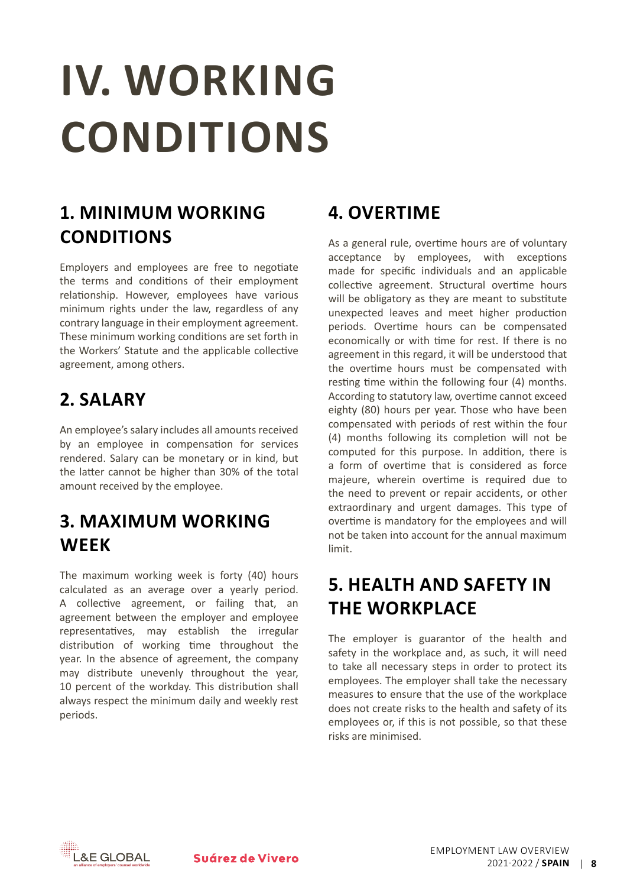# IV. WORKING CONDITIONS

## 1. MINIMUM WORKING CONDITIONS

Employers and employees are free to negotiate the terms and conditions of their employment relationship. However, employees have various minimum rights under the law, regardless of any contrary language in their employment agreement. These minimum working conditions are set forth in the Workers' Statute and the applicable collective agreement, among others.

## 2. SALARY

An employee's salary includes all amounts received by an employee in compensation for services rendered. Salary can be monetary or in kind, but the latter cannot be higher than 30% of the total amount received by the employee.

## 3. MAXIMUM WORKING WEEK

The maximum working week is forty (40) hours calculated as an average over a yearly period. A collective agreement, or failing that, an agreement between the employer and employee representatives, may establish the irregular distribution of working time throughout the year. In the absence of agreement, the company may distribute unevenly throughout the year, 10 percent of the workday. This distribution shall always respect the minimum daily and weekly rest periods.

## 4. OVERTIME

As a general rule, overtime hours are of voluntary acceptance by employees, with exceptions made for specific individuals and an applicable collective agreement. Structural overtime hours will be obligatory as they are meant to substitute unexpected leaves and meet higher production periods. Overtime hours can be compensated economically or with time for rest. If there is no agreement in this regard, it will be understood that the overtime hours must be compensated with resting time within the following four (4) months. According to statutory law, overtime cannot exceed eighty (80) hours per year. Those who have been compensated with periods of rest within the four (4) months following its completion will not be computed for this purpose. In addition, there is a form of overtime that is considered as force majeure, wherein overtime is required due to the need to prevent or repair accidents, or other extraordinary and urgent damages. This type of overtime is mandatory for the employees and will not be taken into account for the annual maximum limit.

## 5. HEALTH AND SAFETY IN THE WORKPLACE

The employer is guarantor of the health and safety in the workplace and, as such, it will need to take all necessary steps in order to protect its employees. The employer shall take the necessary measures to ensure that the use of the workplace does not create risks to the health and safety of its employees or, if this is not possible, so that these risks are minimised.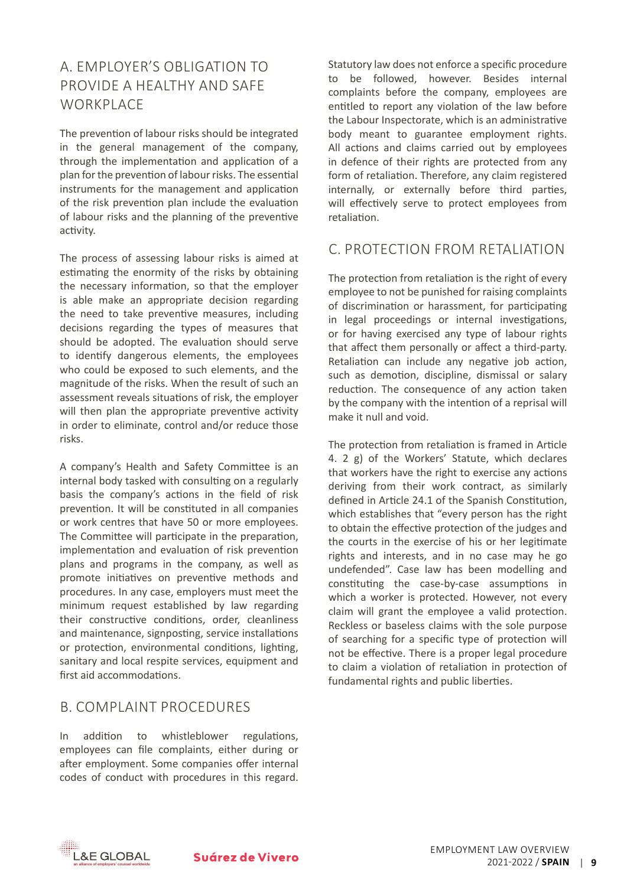## A. EMPLOYER'S OBLIGATION TO PROVIDE A HEALTHY AND SAFE WORKPLACE

The prevention of labour risks should be integrated in the general management of the company, through the implementation and application of a plan for the prevention of labour risks. The essential instruments for the management and application of the risk prevention plan include the evaluation of labour risks and the planning of the preventive activity.

The process of assessing labour risks is aimed at estimating the enormity of the risks by obtaining the necessary information, so that the employer is able make an appropriate decision regarding the need to take preventive measures, including decisions regarding the types of measures that should be adopted. The evaluation should serve to identify dangerous elements, the employees who could be exposed to such elements, and the magnitude of the risks. When the result of such an assessment reveals situations of risk, the employer will then plan the appropriate preventive activity in order to eliminate, control and/or reduce those risks.

A company's Health and Safety Committee is an internal body tasked with consulting on a regularly basis the company's actions in the field of risk prevention. It will be constituted in all companies or work centres that have 50 or more employees. The Committee will participate in the preparation, implementation and evaluation of risk prevention plans and programs in the company, as well as promote initiatives on preventive methods and procedures. In any case, employers must meet the minimum request established by law regarding their constructive conditions, order, cleanliness and maintenance, signposting, service installations or protection, environmental conditions, lighting, sanitary and local respite services, equipment and first aid accommodations.

## B. COMPLAINT PROCEDURES

In addition to whistleblower regulations, employees can file complaints, either during or after employment. Some companies offer internal codes of conduct with procedures in this regard. Statutory law does not enforce a specific procedure to be followed, however. Besides internal complaints before the company, employees are entitled to report any violation of the law before the Labour Inspectorate, which is an administrative body meant to guarantee employment rights. All actions and claims carried out by employees in defence of their rights are protected from any form of retaliation. Therefore, any claim registered internally, or externally before third parties, will effectively serve to protect employees from retaliation.

## C. PROTECTION FROM RETALIATION

The protection from retaliation is the right of every employee to not be punished for raising complaints of discrimination or harassment, for participating in legal proceedings or internal investigations, or for having exercised any type of labour rights that affect them personally or affect a third-party. Retaliation can include any negative job action, such as demotion, discipline, dismissal or salary reduction. The consequence of any action taken by the company with the intention of a reprisal will make it null and void.

The protection from retaliation is framed in Article 4. 2 g) of the Workers' Statute, which declares that workers have the right to exercise any actions deriving from their work contract, as similarly defined in Article 24.1 of the Spanish Constitution, which establishes that "every person has the right to obtain the effective protection of the judges and the courts in the exercise of his or her legitimate rights and interests, and in no case may he go undefended". Case law has been modelling and constituting the case-by-case assumptions in which a worker is protected. However, not every claim will grant the employee a valid protection. Reckless or baseless claims with the sole purpose of searching for a specific type of protection will not be effective. There is a proper legal procedure to claim a violation of retaliation in protection of fundamental rights and public liberties.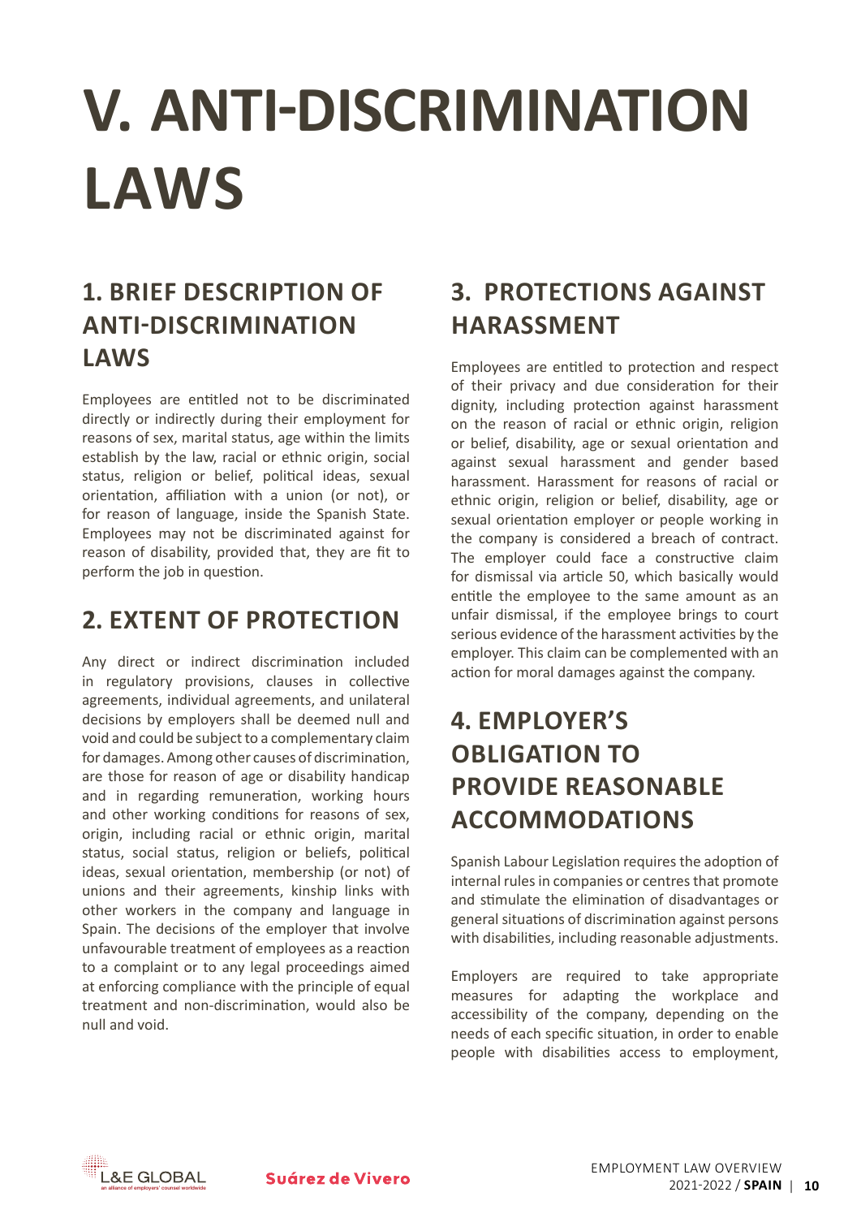# V. ANTI-DISCRIMINATION LAWS

## 1. BRIEF DESCRIPTION OF ANTI-DISCRIMINATION LAWS

Employees are entitled not to be discriminated directly or indirectly during their employment for reasons of sex, marital status, age within the limits establish by the law, racial or ethnic origin, social status, religion or belief, political ideas, sexual orientation, affiliation with a union (or not), or for reason of language, inside the Spanish State. Employees may not be discriminated against for reason of disability, provided that, they are fit to perform the job in question.

## 2. EXTENT OF PROTECTION

Any direct or indirect discrimination included in regulatory provisions, clauses in collective agreements, individual agreements, and unilateral decisions by employers shall be deemed null and void and could be subject to a complementary claim for damages. Among other causes of discrimination, are those for reason of age or disability handicap and in regarding remuneration, working hours and other working conditions for reasons of sex, origin, including racial or ethnic origin, marital status, social status, religion or beliefs, political ideas, sexual orientation, membership (or not) of unions and their agreements, kinship links with other workers in the company and language in Spain. The decisions of the employer that involve unfavourable treatment of employees as a reaction to a complaint or to any legal proceedings aimed at enforcing compliance with the principle of equal treatment and non-discrimination, would also be null and void.

## 3. PROTECTIONS AGAINST HARASSMENT

Employees are entitled to protection and respect of their privacy and due consideration for their dignity, including protection against harassment on the reason of racial or ethnic origin, religion or belief, disability, age or sexual orientation and against sexual harassment and gender based harassment. Harassment for reasons of racial or ethnic origin, religion or belief, disability, age or sexual orientation employer or people working in the company is considered a breach of contract. The employer could face a constructive claim for dismissal via article 50, which basically would entitle the employee to the same amount as an unfair dismissal, if the employee brings to court serious evidence of the harassment activities by the employer. This claim can be complemented with an action for moral damages against the company.

## 4. EMPLOYER'S OBLIGATION TO PROVIDE REASONABLE ACCOMMODATIONS

Spanish Labour Legislation requires the adoption of internal rules in companies or centres that promote and stimulate the elimination of disadvantages or general situations of discrimination against persons with disabilities, including reasonable adjustments.

Employers are required to take appropriate measures for adapting the workplace and accessibility of the company, depending on the needs of each specific situation, in order to enable people with disabilities access to employment,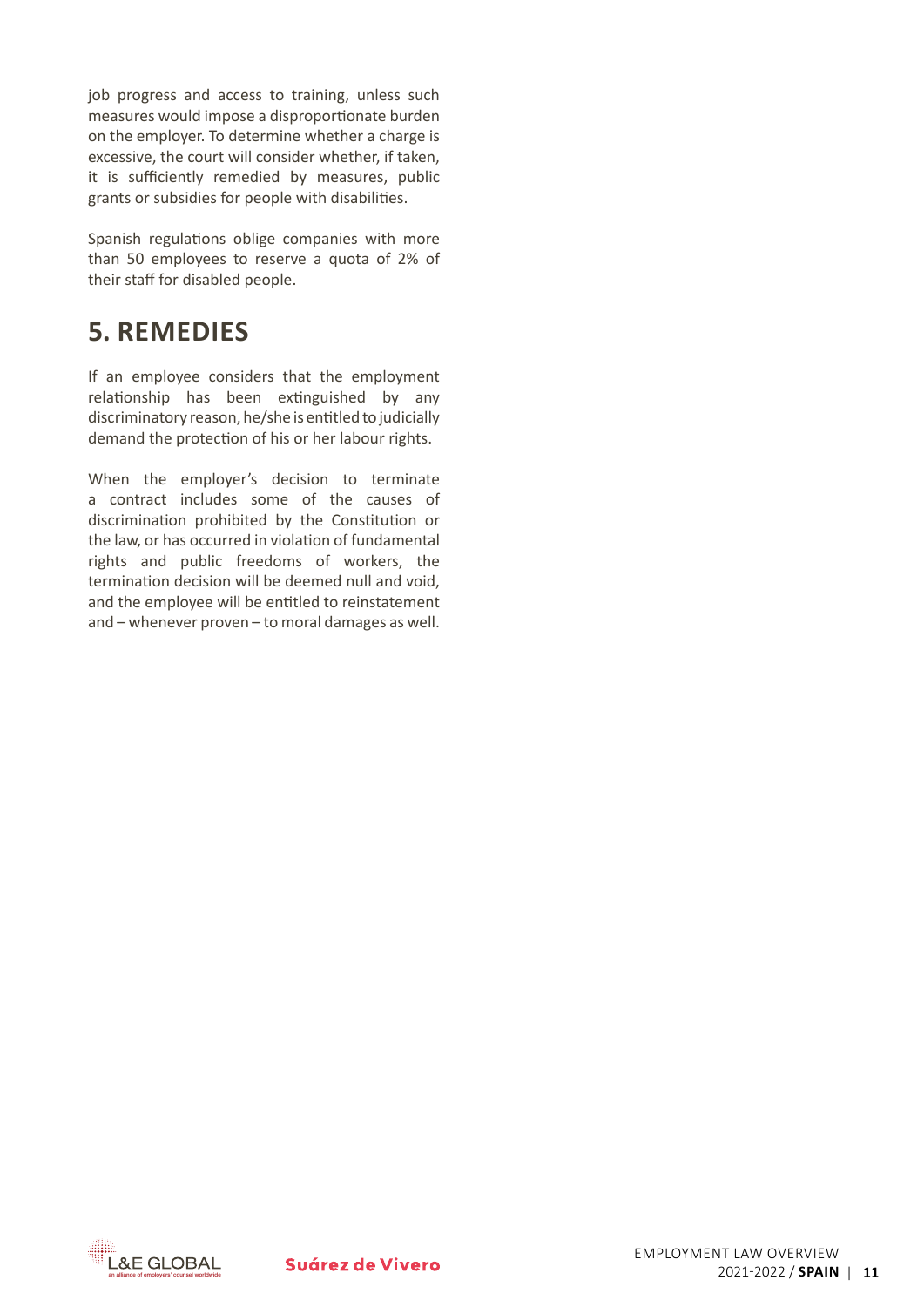job progress and access to training, unless such measures would impose a disproportionate burden on the employer. To determine whether a charge is excessive, the court will consider whether, if taken, it is sufficiently remedied by measures, public grants or subsidies for people with disabilities.

Spanish regulations oblige companies with more than 50 employees to reserve a quota of 2% of their staff for disabled people.

## 5. REMEDIES

If an employee considers that the employment relationship has been extinguished by any discriminatory reason, he/she is entitled to judicially demand the protection of his or her labour rights.

When the employer's decision to terminate a contract includes some of the causes of discrimination prohibited by the Constitution or the law, or has occurred in violation of fundamental rights and public freedoms of workers, the termination decision will be deemed null and void, and the employee will be entitled to reinstatement and – whenever proven – to moral damages as well.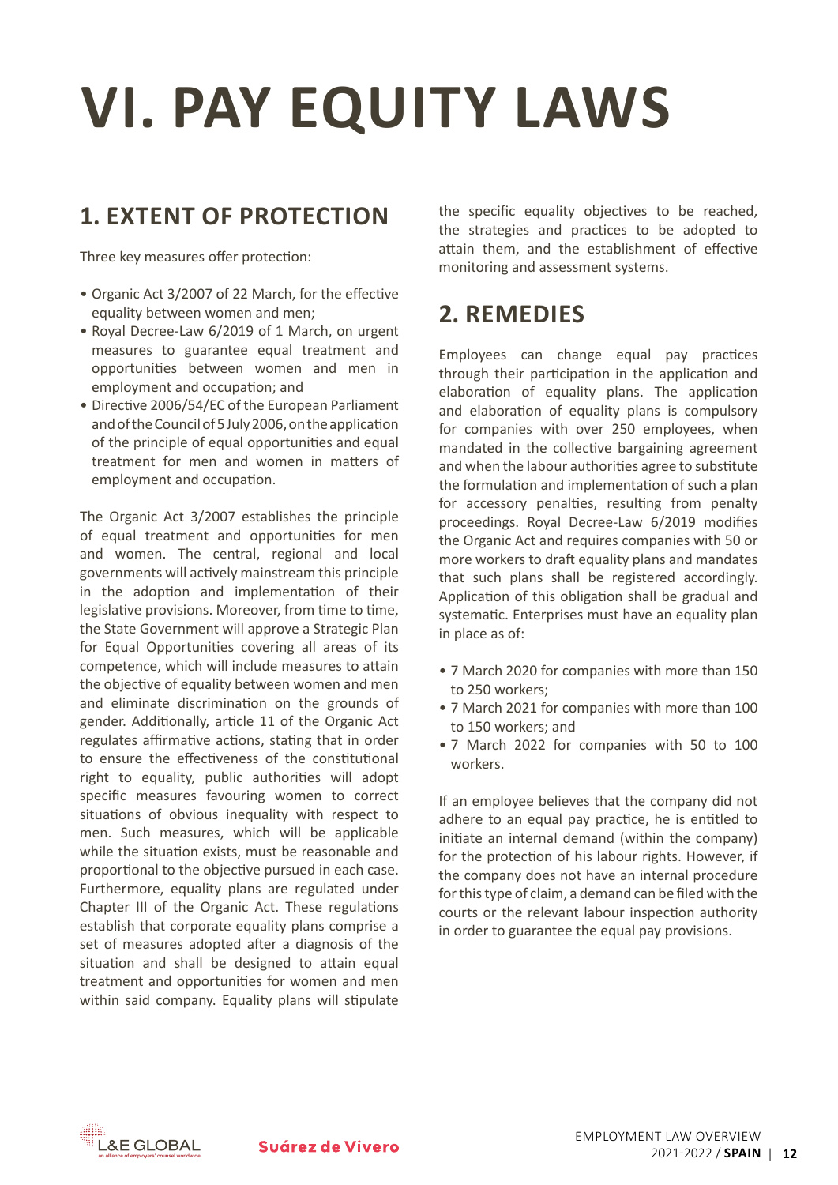# VI. PAY EQUITY LAWS

## 1. EXTENT OF PROTECTION

Three key measures offer protection:

- Organic Act 3/2007 of 22 March, for the effective equality between women and men;
- Royal Decree-Law 6/2019 of 1 March, on urgent measures to guarantee equal treatment and opportunities between women and men in employment and occupation; and
- Directive 2006/54/EC of the European Parliament and of the Council of 5 July 2006, on the application of the principle of equal opportunities and equal treatment for men and women in matters of employment and occupation.

The Organic Act 3/2007 establishes the principle of equal treatment and opportunities for men and women. The central, regional and local governments will actively mainstream this principle in the adoption and implementation of their legislative provisions. Moreover, from time to time, the State Government will approve a Strategic Plan for Equal Opportunities covering all areas of its competence, which will include measures to attain the objective of equality between women and men and eliminate discrimination on the grounds of gender. Additionally, article 11 of the Organic Act regulates affirmative actions, stating that in order to ensure the effectiveness of the constitutional right to equality, public authorities will adopt specific measures favouring women to correct situations of obvious inequality with respect to men. Such measures, which will be applicable while the situation exists, must be reasonable and proportional to the objective pursued in each case. Furthermore, equality plans are regulated under Chapter III of the Organic Act. These regulations establish that corporate equality plans comprise a set of measures adopted after a diagnosis of the situation and shall be designed to attain equal treatment and opportunities for women and men within said company. Equality plans will stipulate the specific equality objectives to be reached, the strategies and practices to be adopted to attain them, and the establishment of effective monitoring and assessment systems.

## 2. REMEDIES

Employees can change equal pay practices through their participation in the application and elaboration of equality plans. The application and elaboration of equality plans is compulsory for companies with over 250 employees, when mandated in the collective bargaining agreement and when the labour authorities agree to substitute the formulation and implementation of such a plan for accessory penalties, resulting from penalty proceedings. Royal Decree-Law 6/2019 modifies the Organic Act and requires companies with 50 or more workers to draft equality plans and mandates that such plans shall be registered accordingly. Application of this obligation shall be gradual and systematic. Enterprises must have an equality plan in place as of:

- 7 March 2020 for companies with more than 150 to 250 workers;
- 7 March 2021 for companies with more than 100 to 150 workers; and
- 7 March 2022 for companies with 50 to 100 workers.

If an employee believes that the company did not adhere to an equal pay practice, he is entitled to initiate an internal demand (within the company) for the protection of his labour rights. However, if the company does not have an internal procedure for this type of claim, a demand can be filed with the courts or the relevant labour inspection authority in order to guarantee the equal pay provisions.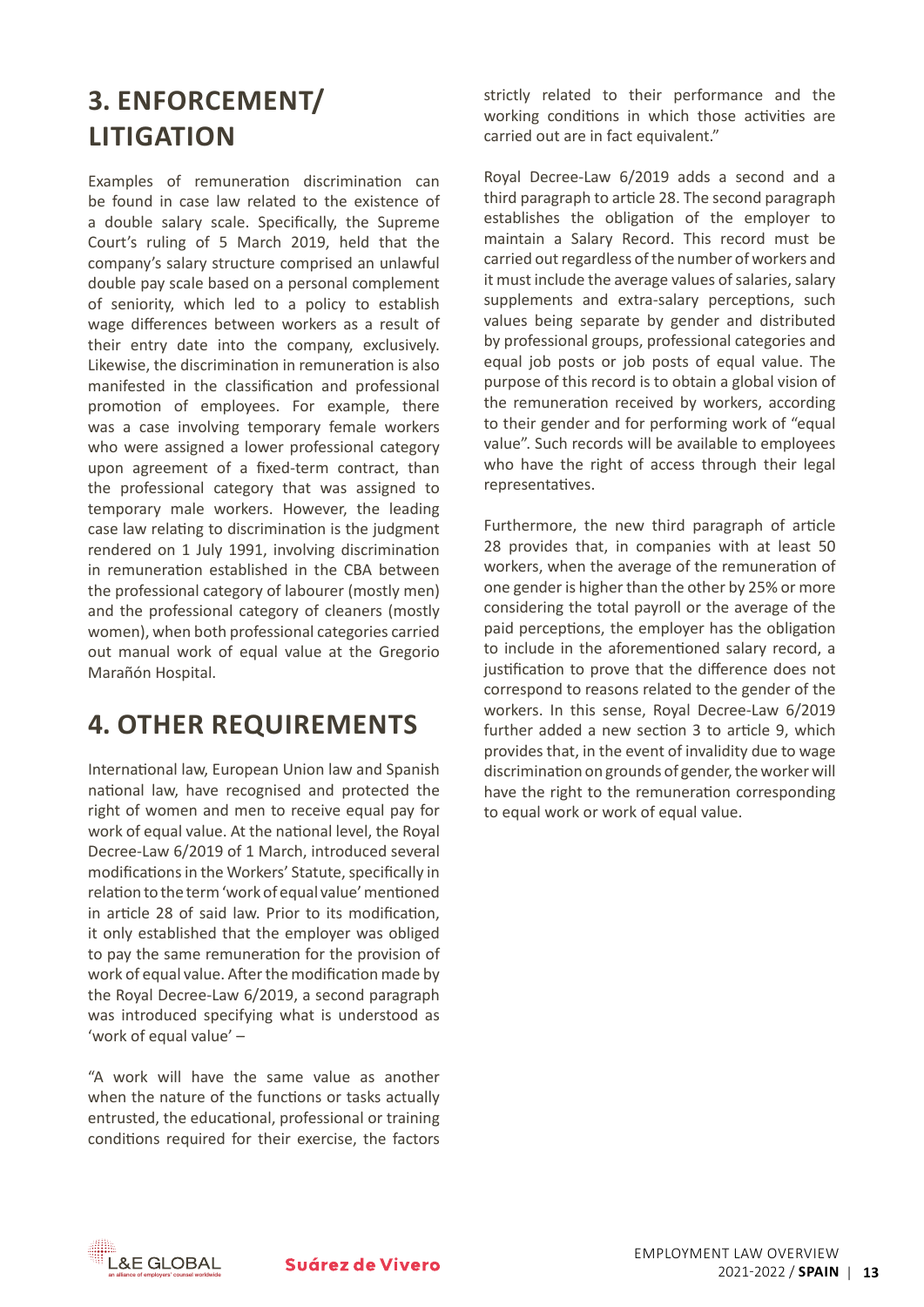## 3. ENFORCEMENT/ LITIGATION

Examples of remuneration discrimination can be found in case law related to the existence of a double salary scale. Specifically, the Supreme Court's ruling of 5 March 2019, held that the company's salary structure comprised an unlawful double pay scale based on a personal complement of seniority, which led to a policy to establish wage differences between workers as a result of their entry date into the company, exclusively. Likewise, the discrimination in remuneration is also manifested in the classification and professional promotion of employees. For example, there was a case involving temporary female workers who were assigned a lower professional category upon agreement of a fixed-term contract, than the professional category that was assigned to temporary male workers. However, the leading case law relating to discrimination is the judgment rendered on 1 July 1991, involving discrimination in remuneration established in the CBA between the professional category of labourer (mostly men) and the professional category of cleaners (mostly women), when both professional categories carried out manual work of equal value at the Gregorio Marañón Hospital.

## 4. OTHER REQUIREMENTS

International law, European Union law and Spanish national law, have recognised and protected the right of women and men to receive equal pay for work of equal value. At the national level, the Royal Decree-Law 6/2019 of 1 March, introduced several modifications in the Workers' Statute, specifically in relation to the term 'work of equal value' mentioned in article 28 of said law. Prior to its modification, it only established that the employer was obliged to pay the same remuneration for the provision of work of equal value. After the modification made by the Royal Decree-Law 6/2019, a second paragraph was introduced specifying what is understood as 'work of equal value' –

"A work will have the same value as another when the nature of the functions or tasks actually entrusted, the educational, professional or training conditions required for their exercise, the factors strictly related to their performance and the working conditions in which those activities are carried out are in fact equivalent."

Royal Decree-Law 6/2019 adds a second and a third paragraph to article 28. The second paragraph establishes the obligation of the employer to maintain a Salary Record. This record must be carried out regardless of the number of workers and it must include the average values of salaries, salary supplements and extra-salary perceptions, such values being separate by gender and distributed by professional groups, professional categories and equal job posts or job posts of equal value. The purpose of this record is to obtain a global vision of the remuneration received by workers, according to their gender and for performing work of "equal value". Such records will be available to employees who have the right of access through their legal representatives.

Furthermore, the new third paragraph of article 28 provides that, in companies with at least 50 workers, when the average of the remuneration of one gender is higher than the other by 25% or more considering the total payroll or the average of the paid perceptions, the employer has the obligation to include in the aforementioned salary record, a justification to prove that the difference does not correspond to reasons related to the gender of the workers. In this sense, Royal Decree-Law 6/2019 further added a new section 3 to article 9, which provides that, in the event of invalidity due to wage discrimination on grounds of gender, the worker will have the right to the remuneration corresponding to equal work or work of equal value.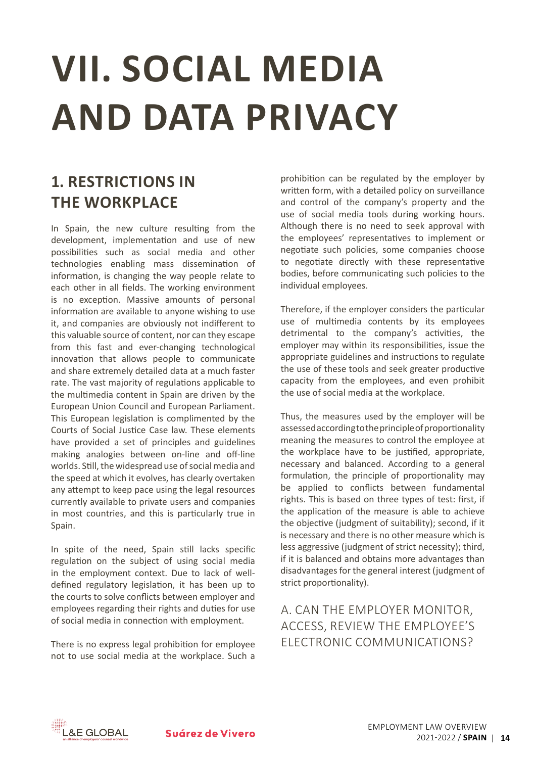# VII. SOCIAL MEDIA AND DATA PRIVACY

## 1. RESTRICTIONS IN THE WORKPLACE

In Spain, the new culture resulting from the development, implementation and use of new possibilities such as social media and other technologies enabling mass dissemination of information, is changing the way people relate to each other in all fields. The working environment is no exception. Massive amounts of personal information are available to anyone wishing to use it, and companies are obviously not indifferent to this valuable source of content, nor can they escape from this fast and ever-changing technological innovation that allows people to communicate and share extremely detailed data at a much faster rate. The vast majority of regulations applicable to the multimedia content in Spain are driven by the European Union Council and European Parliament. This European legislation is complimented by the Courts of Social Justice Case law. These elements have provided a set of principles and guidelines making analogies between on-line and off-line worlds. Still, the widespread use of social media and the speed at which it evolves, has clearly overtaken any attempt to keep pace using the legal resources currently available to private users and companies in most countries, and this is particularly true in Spain.

In spite of the need, Spain still lacks specific regulation on the subject of using social media in the employment context. Due to lack of well-defined regulatory legislation, it has been up to the courts to solve conflicts between employer and employees regarding their rights and duties for use of social media in connection with employment.

There is no express legal prohibition for employee not to use social media at the workplace. Such a prohibition can be regulated by the employer by written form, with a detailed policy on surveillance and control of the company's property and the use of social media tools during working hours. Although there is no need to seek approval with the employees' representatives to implement or negotiate such policies, some companies choose to negotiate directly with these representative bodies, before communicating such policies to the individual employees.

Therefore, if the employer considers the particular use of multimedia contents by its employees detrimental to the company's activities, the employer may within its responsibilities, issue the appropriate guidelines and instructions to regulate the use of these tools and seek greater productive capacity from the employees, and even prohibit the use of social media at the workplace.

Thus, the measures used by the employer will be assessed according to the principle of proportionality meaning the measures to control the employee at the workplace have to be justified, appropriate, necessary and balanced. According to a general formulation, the principle of proportionality may be applied to conflicts between fundamental rights. This is based on three types of test: first, if the application of the measure is able to achieve the objective (judgment of suitability); second, if it is necessary and there is no other measure which is less aggressive (judgment of strict necessity); third, if it is balanced and obtains more advantages than disadvantages for the general interest (judgment of strict proportionality).

### A. CAN THE EMPLOYER MONITOR, ACCESS, REVIEW THE EMPLOYEE'S ELECTRONIC COMMUNICATIONS?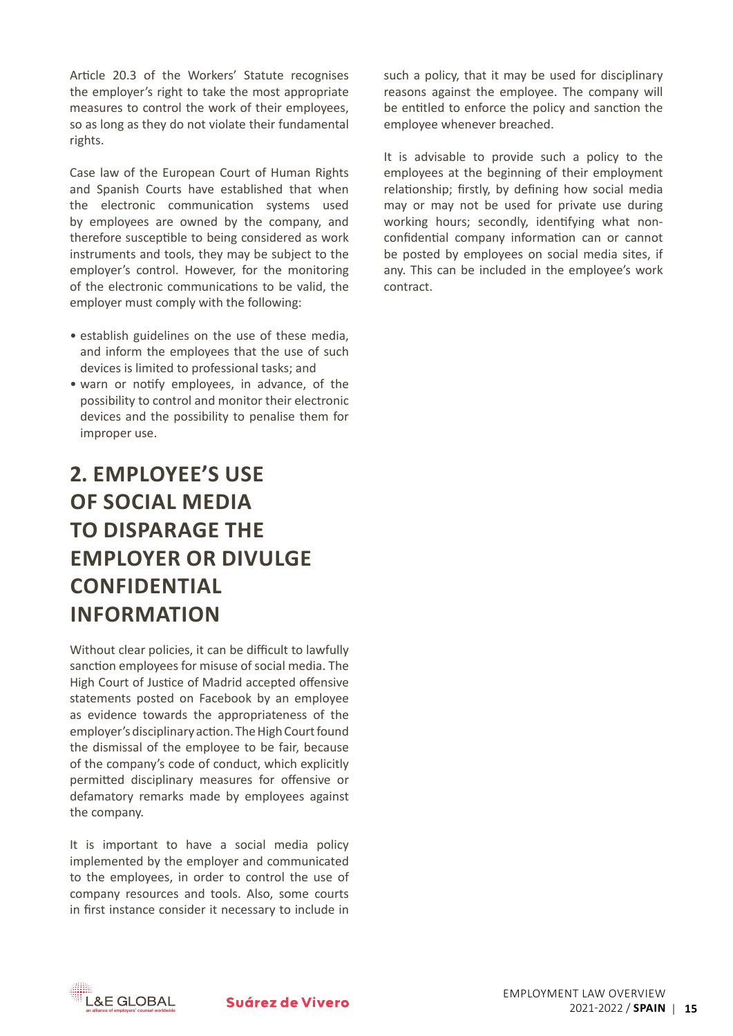Article 20.3 of the Workers' Statute recognises the employer's right to take the most appropriate measures to control the work of their employees, so as long as they do not violate their fundamental rights.

Case law of the European Court of Human Rights and Spanish Courts have established that when the electronic communication systems used by employees are owned by the company, and therefore susceptible to being considered as work instruments and tools, they may be subject to the employer's control. However, for the monitoring of the electronic communications to be valid, the employer must comply with the following:

- establish guidelines on the use of these media, and inform the employees that the use of such devices is limited to professional tasks; and
- warn or notify employees, in advance, of the possibility to control and monitor their electronic devices and the possibility to penalise them for improper use.

## 2. EMPLOYEE'S USE OF SOCIAL MEDIA TO DISPARAGE THE EMPLOYER OR DIVULGE CONFIDENTIAL INFORMATION

Without clear policies, it can be difficult to lawfully sanction employees for misuse of social media. The High Court of Justice of Madrid accepted offensive statements posted on Facebook by an employee as evidence towards the appropriateness of the employer's disciplinary action. The High Court found the dismissal of the employee to be fair, because of the company's code of conduct, which explicitly permitted disciplinary measures for offensive or defamatory remarks made by employees against the company.

It is important to have a social media policy implemented by the employer and communicated to the employees, in order to control the use of company resources and tools. Also, some courts in first instance consider it necessary to include in such a policy, that it may be used for disciplinary reasons against the employee. The company will be entitled to enforce the policy and sanction the employee whenever breached.

It is advisable to provide such a policy to the employees at the beginning of their employment relationship; firstly, by defining how social media may or may not be used for private use during working hours; secondly, identifying what non-confidential company information can or cannot be posted by employees on social media sites, if any. This can be included in the employee's work contract.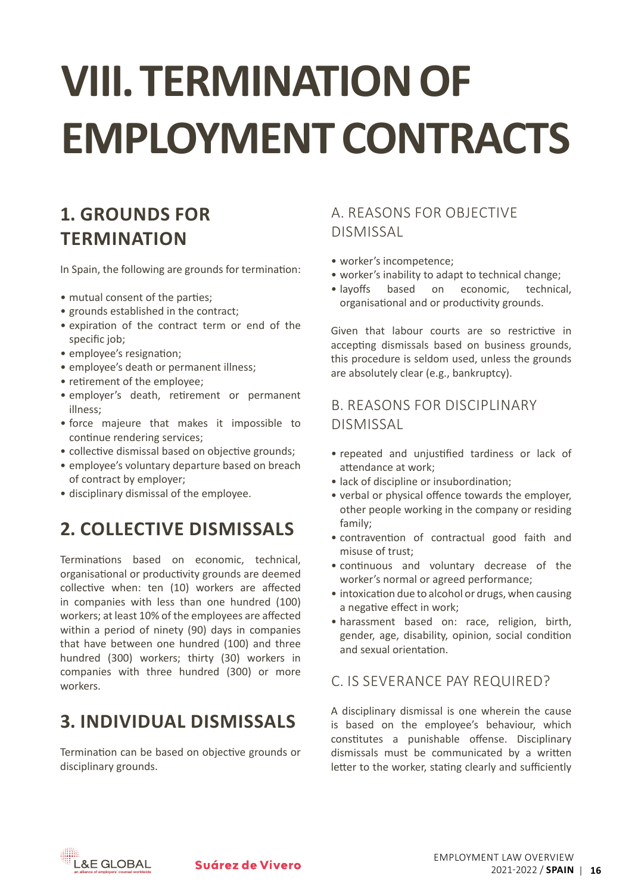# VIII. TERMINATION OF EMPLOYMENT CONTRACTS

## 1. GROUNDS FOR TERMINATION

In Spain, the following are grounds for termination:

- mutual consent of the parties;
- grounds established in the contract;
- expiration of the contract term or end of the specific job;
- employee's resignation;
- employee's death or permanent illness;
- retirement of the employee;
- employer's death, retirement or permanent illness;
- force majeure that makes it impossible to continue rendering services;
- collective dismissal based on objective grounds;
- employee's voluntary departure based on breach of contract by employer;
- disciplinary dismissal of the employee.

## 2. COLLECTIVE DISMISSALS

Terminations based on economic, technical, organisational or productivity grounds are deemed collective when: ten (10) workers are affected in companies with less than one hundred (100) workers; at least 10% of the employees are affected within a period of ninety (90) days in companies that have between one hundred (100) and three hundred (300) workers; thirty (30) workers in companies with three hundred (300) or more workers.

## 3. INDIVIDUAL DISMISSALS

Termination can be based on objective grounds or disciplinary grounds.

### A. REASONS FOR OBJECTIVE DISMISSAL

- worker's incompetence;
- worker's inability to adapt to technical change;
- layoffs based on economic, technical, organisational and or productivity grounds.

Given that labour courts are so restrictive in accepting dismissals based on business grounds, this procedure is seldom used, unless the grounds are absolutely clear (e.g., bankruptcy).

### B. REASONS FOR DISCIPLINARY DISMISSAL

- repeated and unjustified tardiness or lack of attendance at work;
- lack of discipline or insubordination;
- verbal or physical offence towards the employer, other people working in the company or residing family;
- contravention of contractual good faith and misuse of trust;
- continuous and voluntary decrease of the worker's normal or agreed performance;
- intoxication due to alcohol or drugs, when causing a negative effect in work;
- harassment based on: race, religion, birth, gender, age, disability, opinion, social condition and sexual orientation.

### C. IS SEVERANCE PAY REQUIRED?

A disciplinary dismissal is one wherein the cause is based on the employee's behaviour, which constitutes a punishable offense. Disciplinary dismissals must be communicated by a written letter to the worker, stating clearly and sufficiently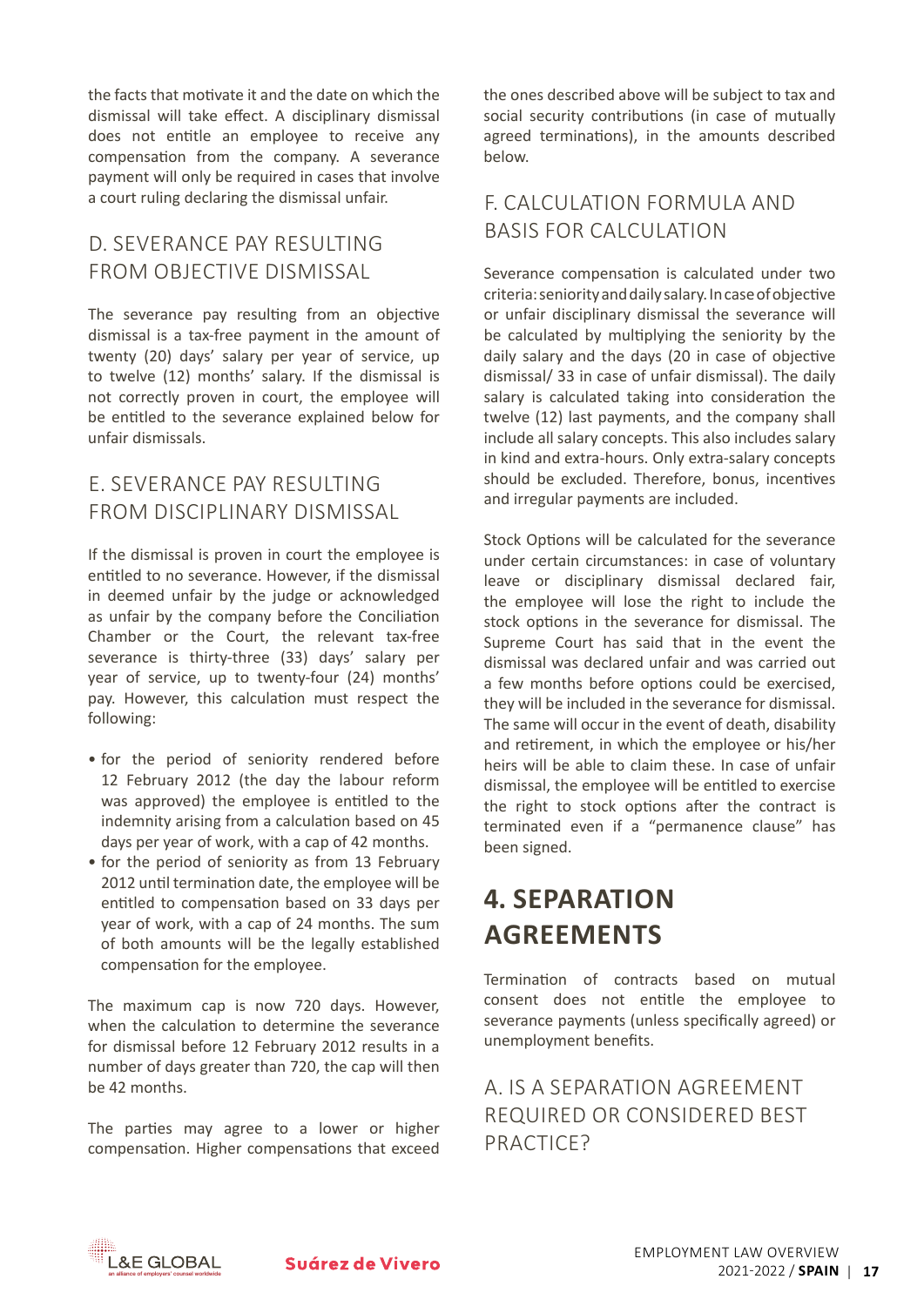the facts that motivate it and the date on which the dismissal will take effect. A disciplinary dismissal does not entitle an employee to receive any compensation from the company. A severance payment will only be required in cases that involve a court ruling declaring the dismissal unfair.

### D. SEVERANCE PAY RESULTING FROM OBJECTIVE DISMISSAL

The severance pay resulting from an objective dismissal is a tax-free payment in the amount of twenty (20) days' salary per year of service, up to twelve (12) months' salary. If the dismissal is not correctly proven in court, the employee will be entitled to the severance explained below for unfair dismissals.

### E. SEVERANCE PAY RESULTING FROM DISCIPLINARY DISMISSAL

If the dismissal is proven in court the employee is entitled to no severance. However, if the dismissal in deemed unfair by the judge or acknowledged as unfair by the company before the Conciliation Chamber or the Court, the relevant tax-free severance is thirty-three (33) days' salary per year of service, up to twenty-four (24) months' pay. However, this calculation must respect the following:

- for the period of seniority rendered before 12 February 2012 (the day the labour reform was approved) the employee is entitled to the indemnity arising from a calculation based on 45 days per year of work, with a cap of 42 months.
- for the period of seniority as from 13 February 2012 until termination date, the employee will be entitled to compensation based on 33 days per year of work, with a cap of 24 months. The sum of both amounts will be the legally established compensation for the employee.

The maximum cap is now 720 days. However, when the calculation to determine the severance for dismissal before 12 February 2012 results in a number of days greater than 720, the cap will then be 42 months.

The parties may agree to a lower or higher compensation. Higher compensations that exceed the ones described above will be subject to tax and social security contributions (in case of mutually agreed terminations), in the amounts described below.

### F. CALCULATION FORMULA AND BASIS FOR CALCULATION

Severance compensation is calculated under two criteria: seniority and daily salary. In case of objective or unfair disciplinary dismissal the severance will be calculated by multiplying the seniority by the daily salary and the days (20 in case of objective dismissal/ 33 in case of unfair dismissal). The daily salary is calculated taking into consideration the twelve (12) last payments, and the company shall include all salary concepts. This also includes salary in kind and extra-hours. Only extra-salary concepts should be excluded. Therefore, bonus, incentives and irregular payments are included.

Stock Options will be calculated for the severance under certain circumstances: in case of voluntary leave or disciplinary dismissal declared fair, the employee will lose the right to include the stock options in the severance for dismissal. The Supreme Court has said that in the event the dismissal was declared unfair and was carried out a few months before options could be exercised, they will be included in the severance for dismissal. The same will occur in the event of death, disability and retirement, in which the employee or his/her heirs will be able to claim these. In case of unfair dismissal, the employee will be entitled to exercise the right to stock options after the contract is terminated even if a "permanence clause" has been signed.

## 4. SEPARATION AGREEMENTS

Termination of contracts based on mutual consent does not entitle the employee to severance payments (unless specifically agreed) or unemployment benefits.

### A. IS A SEPARATION AGREEMENT REQUIRED OR CONSIDERED BEST PRACTICE?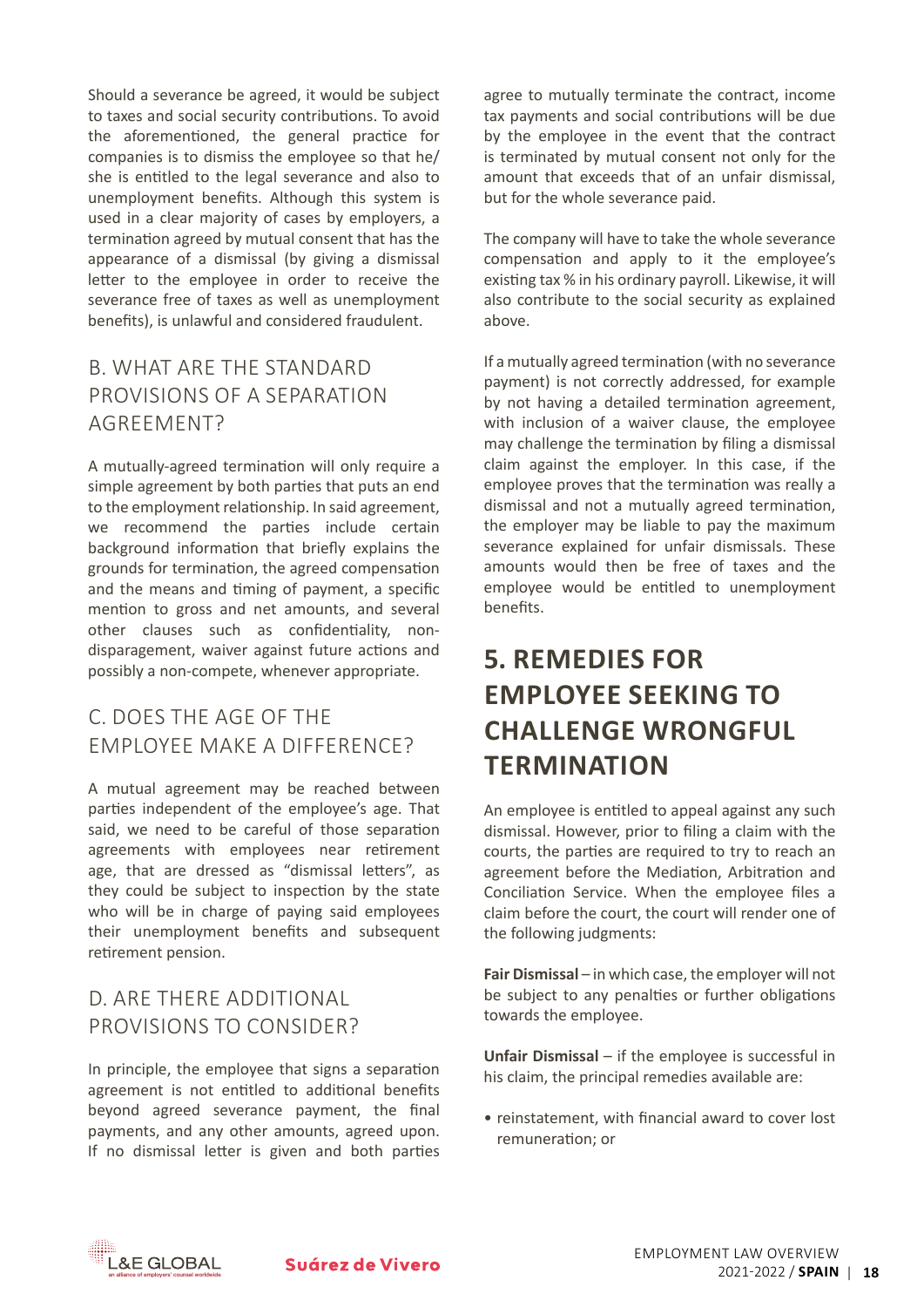Should a severance be agreed, it would be subject to taxes and social security contributions. To avoid the aforementioned, the general practice for companies is to dismiss the employee so that he/she is entitled to the legal severance and also to unemployment benefits. Although this system is used in a clear majority of cases by employers, a termination agreed by mutual consent that has the appearance of a dismissal (by giving a dismissal letter to the employee in order to receive the severance free of taxes as well as unemployment benefits), is unlawful and considered fraudulent.

### B. WHAT ARE THE STANDARD PROVISIONS OF A SEPARATION AGREEMENT?

A mutually-agreed termination will only require a simple agreement by both parties that puts an end to the employment relationship. In said agreement, we recommend the parties include certain background information that briefly explains the grounds for termination, the agreed compensation and the means and timing of payment, a specific mention to gross and net amounts, and several other clauses such as confidentiality, non-disparagement, waiver against future actions and possibly a non-compete, whenever appropriate.

### C. DOES THE AGE OF THE EMPLOYEE MAKE A DIFFERENCE?

A mutual agreement may be reached between parties independent of the employee's age. That said, we need to be careful of those separation agreements with employees near retirement age, that are dressed as "dismissal letters", as they could be subject to inspection by the state who will be in charge of paying said employees their unemployment benefits and subsequent retirement pension.

### D. ARE THERE ADDITIONAL PROVISIONS TO CONSIDER?

In principle, the employee that signs a separation agreement is not entitled to additional benefits beyond agreed severance payment, the final payments, and any other amounts, agreed upon. If no dismissal letter is given and both parties agree to mutually terminate the contract, income tax payments and social contributions will be due by the employee in the event that the contract is terminated by mutual consent not only for the amount that exceeds that of an unfair dismissal, but for the whole severance paid.

The company will have to take the whole severance compensation and apply to it the employee's existing tax % in his ordinary payroll. Likewise, it will also contribute to the social security as explained above.

If a mutually agreed termination (with no severance payment) is not correctly addressed, for example by not having a detailed termination agreement, with inclusion of a waiver clause, the employee may challenge the termination by filing a dismissal claim against the employer. In this case, if the employee proves that the termination was really a dismissal and not a mutually agreed termination, the employer may be liable to pay the maximum severance explained for unfair dismissals. These amounts would then be free of taxes and the employee would be entitled to unemployment benefits.

## 5. REMEDIES FOR EMPLOYEE SEEKING TO CHALLENGE WRONGFUL TERMINATION

An employee is entitled to appeal against any such dismissal. However, prior to filing a claim with the courts, the parties are required to try to reach an agreement before the Mediation, Arbitration and Conciliation Service. When the employee files a claim before the court, the court will render one of the following judgments:

**Fair Dismissal** – in which case, the employer will not be subject to any penalties or further obligations towards the employee.

**Unfair Dismissal** – if the employee is successful in his claim, the principal remedies available are:

- reinstatement, with financial award to cover lost remuneration; or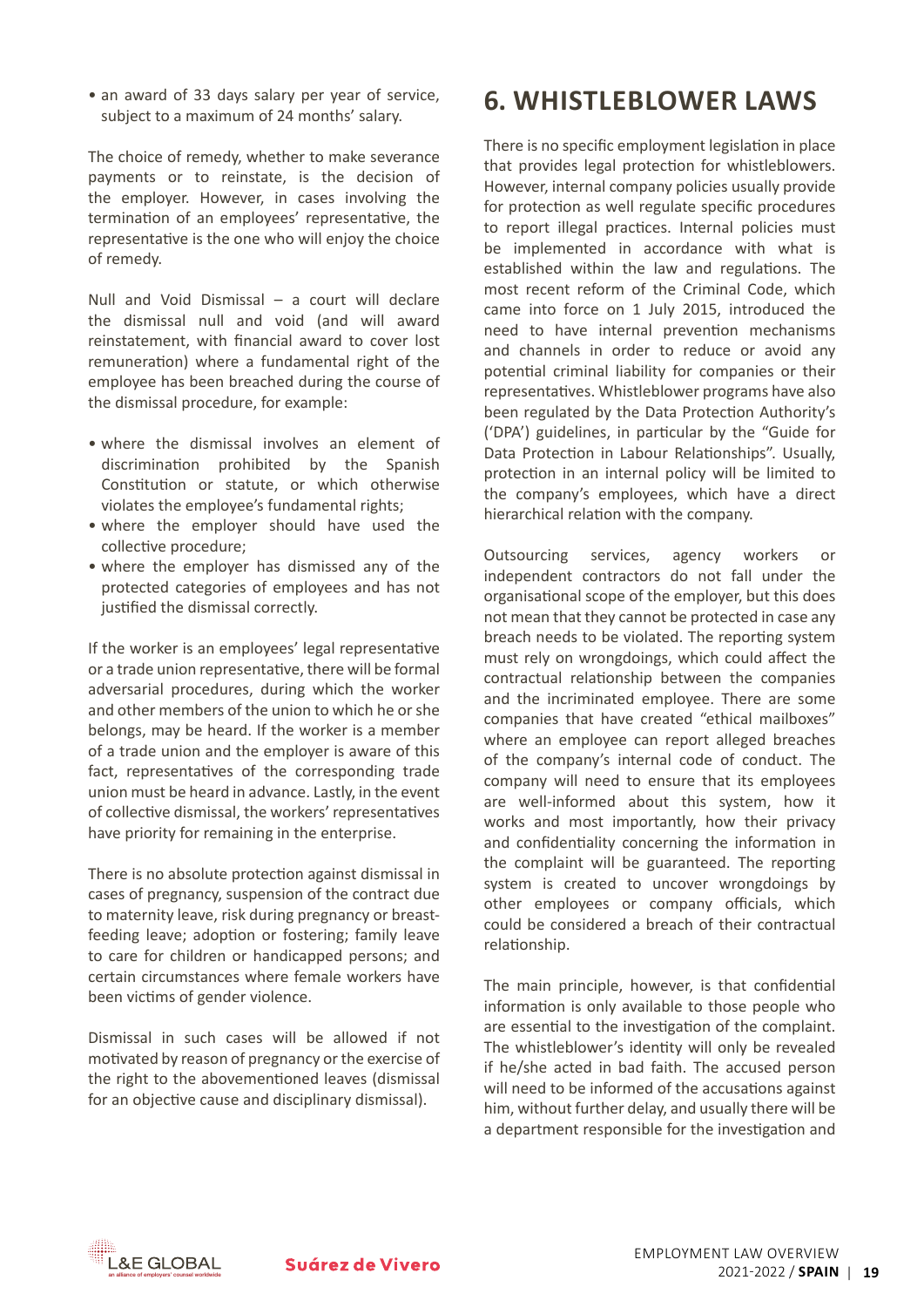- an award of 33 days salary per year of service, subject to a maximum of 24 months' salary.

The choice of remedy, whether to make severance payments or to reinstate, is the decision of the employer. However, in cases involving the termination of an employees' representative, the representative is the one who will enjoy the choice of remedy.

Null and Void Dismissal – a court will declare the dismissal null and void (and will award reinstatement, with financial award to cover lost remuneration) where a fundamental right of the employee has been breached during the course of the dismissal procedure, for example:

- where the dismissal involves an element of discrimination prohibited by the Spanish Constitution or statute, or which otherwise violates the employee's fundamental rights;
- where the employer should have used the collective procedure;
- where the employer has dismissed any of the protected categories of employees and has not justified the dismissal correctly.

If the worker is an employees' legal representative or a trade union representative, there will be formal adversarial procedures, during which the worker and other members of the union to which he or she belongs, may be heard. If the worker is a member of a trade union and the employer is aware of this fact, representatives of the corresponding trade union must be heard in advance. Lastly, in the event of collective dismissal, the workers' representatives have priority for remaining in the enterprise.

There is no absolute protection against dismissal in cases of pregnancy, suspension of the contract due to maternity leave, risk during pregnancy or breast-feeding leave; adoption or fostering; family leave to care for children or handicapped persons; and certain circumstances where female workers have been victims of gender violence.

Dismissal in such cases will be allowed if not motivated by reason of pregnancy or the exercise of the right to the abovementioned leaves (dismissal for an objective cause and disciplinary dismissal).

# 6. WHISTLEBLOWER LAWS

There is no specific employment legislation in place that provides legal protection for whistleblowers. However, internal company policies usually provide for protection as well regulate specific procedures to report illegal practices. Internal policies must be implemented in accordance with what is established within the law and regulations. The most recent reform of the Criminal Code, which came into force on 1 July 2015, introduced the need to have internal prevention mechanisms and channels in order to reduce or avoid any potential criminal liability for companies or their representatives. Whistleblower programs have also been regulated by the Data Protection Authority's ('DPA') guidelines, in particular by the "Guide for Data Protection in Labour Relationships". Usually, protection in an internal policy will be limited to the company's employees, which have a direct hierarchical relation with the company.

Outsourcing services, agency workers or independent contractors do not fall under the organisational scope of the employer, but this does not mean that they cannot be protected in case any breach needs to be violated. The reporting system must rely on wrongdoings, which could affect the contractual relationship between the companies and the incriminated employee. There are some companies that have created "ethical mailboxes" where an employee can report alleged breaches of the company's internal code of conduct. The company will need to ensure that its employees are well-informed about this system, how it works and most importantly, how their privacy and confidentiality concerning the information in the complaint will be guaranteed. The reporting system is created to uncover wrongdoings by other employees or company officials, which could be considered a breach of their contractual relationship.

The main principle, however, is that confidential information is only available to those people who are essential to the investigation of the complaint. The whistleblower's identity will only be revealed if he/she acted in bad faith. The accused person will need to be informed of the accusations against him, without further delay, and usually there will be a department responsible for the investigation and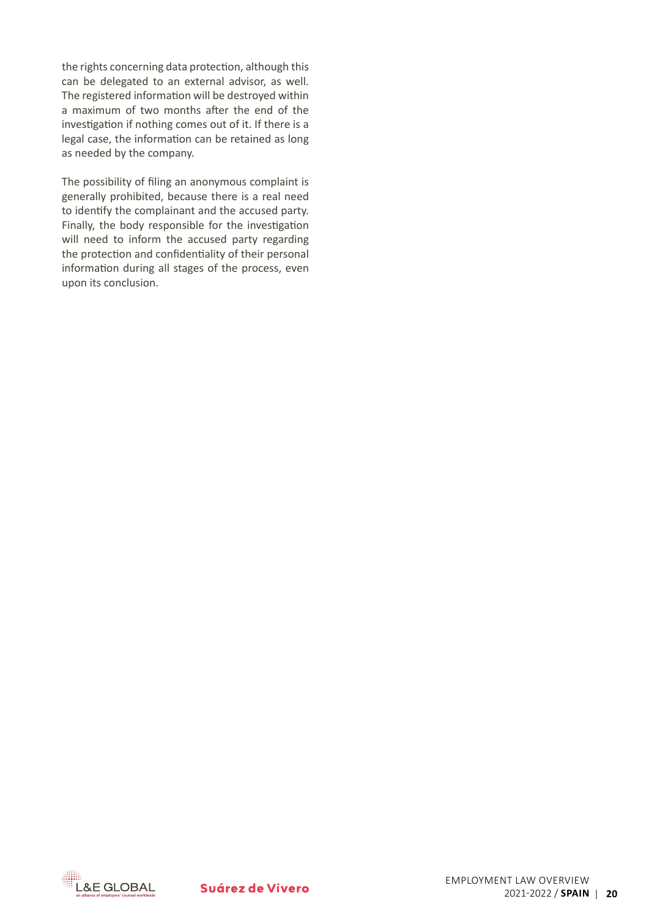the rights concerning data protection, although this can be delegated to an external advisor, as well. The registered information will be destroyed within a maximum of two months after the end of the investigation if nothing comes out of it. If there is a legal case, the information can be retained as long as needed by the company.

The possibility of filing an anonymous complaint is generally prohibited, because there is a real need to identify the complainant and the accused party. Finally, the body responsible for the investigation will need to inform the accused party regarding the protection and confidentiality of their personal information during all stages of the process, even upon its conclusion.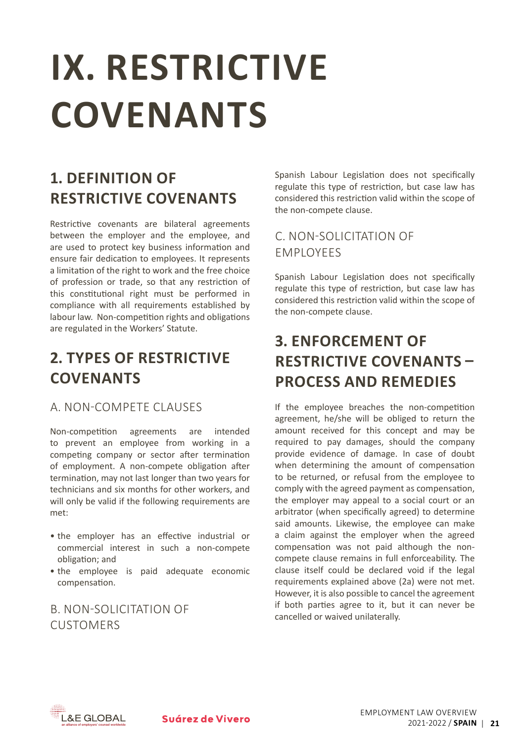# IX. RESTRICTIVE COVENANTS

## 1. DEFINITION OF RESTRICTIVE COVENANTS

Restrictive covenants are bilateral agreements between the employer and the employee, and are used to protect key business information and ensure fair dedication to employees. It represents a limitation of the right to work and the free choice of profession or trade, so that any restriction of this constitutional right must be performed in compliance with all requirements established by labour law. Non-competition rights and obligations are regulated in the Workers' Statute.

## 2. TYPES OF RESTRICTIVE COVENANTS

### A. NON-COMPETE CLAUSES

Non-competition agreements are intended to prevent an employee from working in a competing company or sector after termination of employment. A non-compete obligation after termination, may not last longer than two years for technicians and six months for other workers, and will only be valid if the following requirements are met:

- the employer has an effective industrial or commercial interest in such a non-compete obligation; and
- the employee is paid adequate economic compensation.

### B. NON-SOLICITATION OF CUSTOMERS

Spanish Labour Legislation does not specifically regulate this type of restriction, but case law has considered this restriction valid within the scope of the non-compete clause.

### C. NON-SOLICITATION OF EMPLOYEES

Spanish Labour Legislation does not specifically regulate this type of restriction, but case law has considered this restriction valid within the scope of the non-compete clause.

## 3. ENFORCEMENT OF RESTRICTIVE COVENANTS – PROCESS AND REMEDIES

If the employee breaches the non-competition agreement, he/she will be obliged to return the amount received for this concept and may be required to pay damages, should the company provide evidence of damage. In case of doubt when determining the amount of compensation to be returned, or refusal from the employee to comply with the agreed payment as compensation, the employer may appeal to a social court or an arbitrator (when specifically agreed) to determine said amounts. Likewise, the employee can make a claim against the employer when the agreed compensation was not paid although the non-compete clause remains in full enforceability. The clause itself could be declared void if the legal requirements explained above (2a) were not met. However, it is also possible to cancel the agreement if both parties agree to it, but it can never be cancelled or waived unilaterally.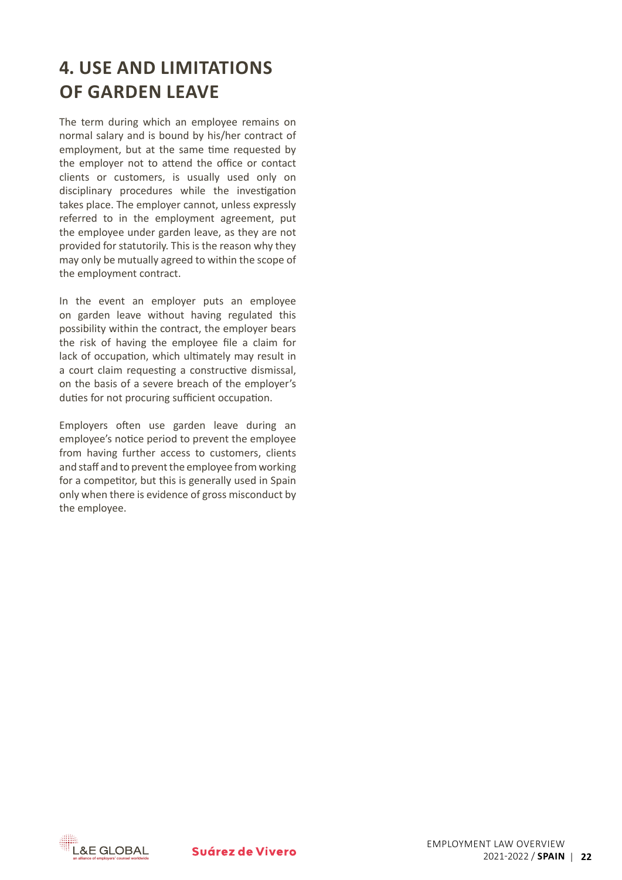# 4. USE AND LIMITATIONS OF GARDEN LEAVE

The term during which an employee remains on normal salary and is bound by his/her contract of employment, but at the same time requested by the employer not to attend the office or contact clients or customers, is usually used only on disciplinary procedures while the investigation takes place. The employer cannot, unless expressly referred to in the employment agreement, put the employee under garden leave, as they are not provided for statutorily. This is the reason why they may only be mutually agreed to within the scope of the employment contract.

In the event an employer puts an employee on garden leave without having regulated this possibility within the contract, the employer bears the risk of having the employee file a claim for lack of occupation, which ultimately may result in a court claim requesting a constructive dismissal, on the basis of a severe breach of the employer's duties for not procuring sufficient occupation.

Employers often use garden leave during an employee's notice period to prevent the employee from having further access to customers, clients and staff and to prevent the employee from working for a competitor, but this is generally used in Spain only when there is evidence of gross misconduct by the employee.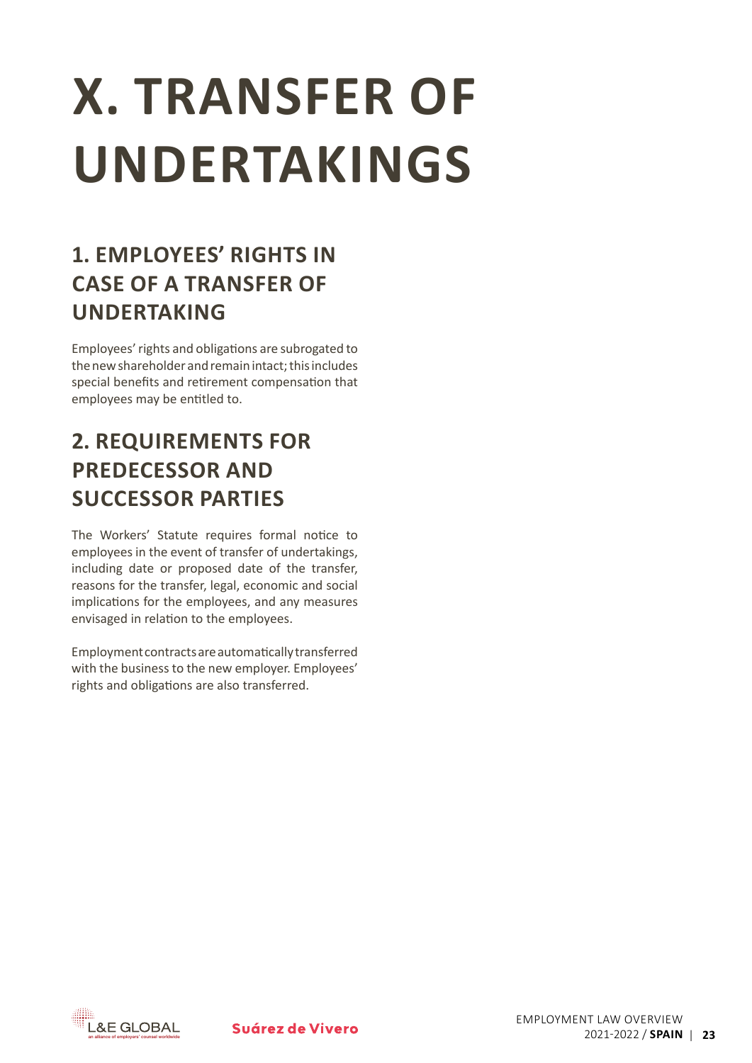# X. TRANSFER OF UNDERTAKINGS

## 1. EMPLOYEES' RIGHTS IN CASE OF A TRANSFER OF UNDERTAKING

Employees' rights and obligations are subrogated to the new shareholder and remain intact; this includes special benefits and retirement compensation that employees may be entitled to.

## 2. REQUIREMENTS FOR PREDECESSOR AND SUCCESSOR PARTIES

The Workers' Statute requires formal notice to employees in the event of transfer of undertakings, including date or proposed date of the transfer, reasons for the transfer, legal, economic and social implications for the employees, and any measures envisaged in relation to the employees.

Employment contracts are automatically transferred with the business to the new employer. Employees' rights and obligations are also transferred.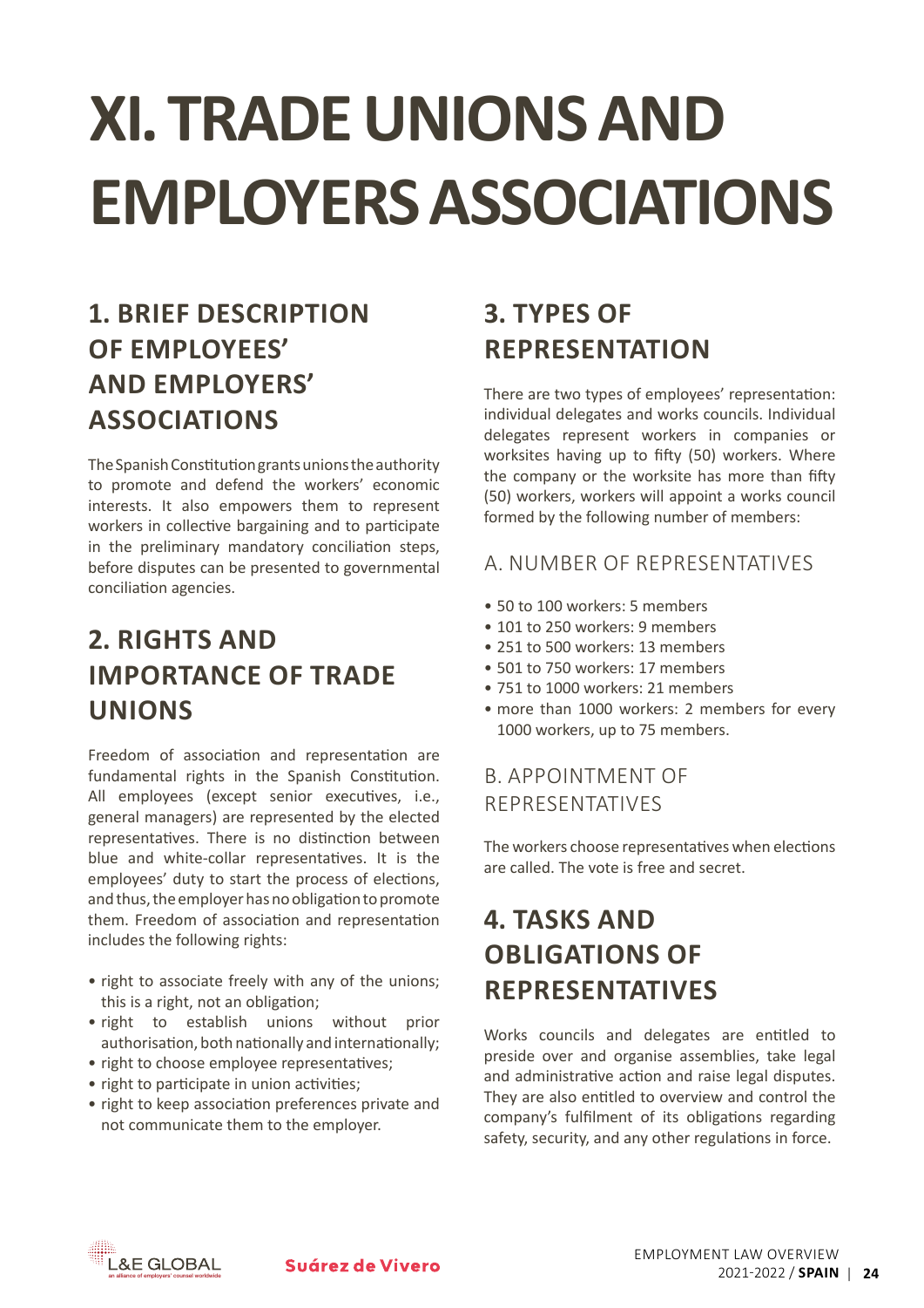# XI. TRADE UNIONS AND EMPLOYERS ASSOCIATIONS

## 1. BRIEF DESCRIPTION OF EMPLOYEES' AND EMPLOYERS' ASSOCIATIONS

The Spanish Constitution grants unions the authority to promote and defend the workers' economic interests. It also empowers them to represent workers in collective bargaining and to participate in the preliminary mandatory conciliation steps, before disputes can be presented to governmental conciliation agencies.

## 2. RIGHTS AND IMPORTANCE OF TRADE UNIONS

Freedom of association and representation are fundamental rights in the Spanish Constitution. All employees (except senior executives, i.e., general managers) are represented by the elected representatives. There is no distinction between blue and white-collar representatives. It is the employees' duty to start the process of elections, and thus, the employer has no obligation to promote them. Freedom of association and representation includes the following rights:

- right to associate freely with any of the unions; this is a right, not an obligation;
- right to establish unions without prior authorisation, both nationally and internationally;
- right to choose employee representatives;
- right to participate in union activities;
- right to keep association preferences private and not communicate them to the employer.

## 3. TYPES OF REPRESENTATION

There are two types of employees' representation: individual delegates and works councils. Individual delegates represent workers in companies or worksites having up to fifty (50) workers. Where the company or the worksite has more than fifty (50) workers, workers will appoint a works council formed by the following number of members:

### A. NUMBER OF REPRESENTATIVES

- 50 to 100 workers: 5 members
- 101 to 250 workers: 9 members
- 251 to 500 workers: 13 members
- 501 to 750 workers: 17 members
- 751 to 1000 workers: 21 members
- more than 1000 workers: 2 members for every 1000 workers, up to 75 members.

### B. APPOINTMENT OF REPRESENTATIVES

The workers choose representatives when elections are called. The vote is free and secret.

## 4. TASKS AND OBLIGATIONS OF REPRESENTATIVES

Works councils and delegates are entitled to preside over and organise assemblies, take legal and administrative action and raise legal disputes. They are also entitled to overview and control the company's fulfilment of its obligations regarding safety, security, and any other regulations in force.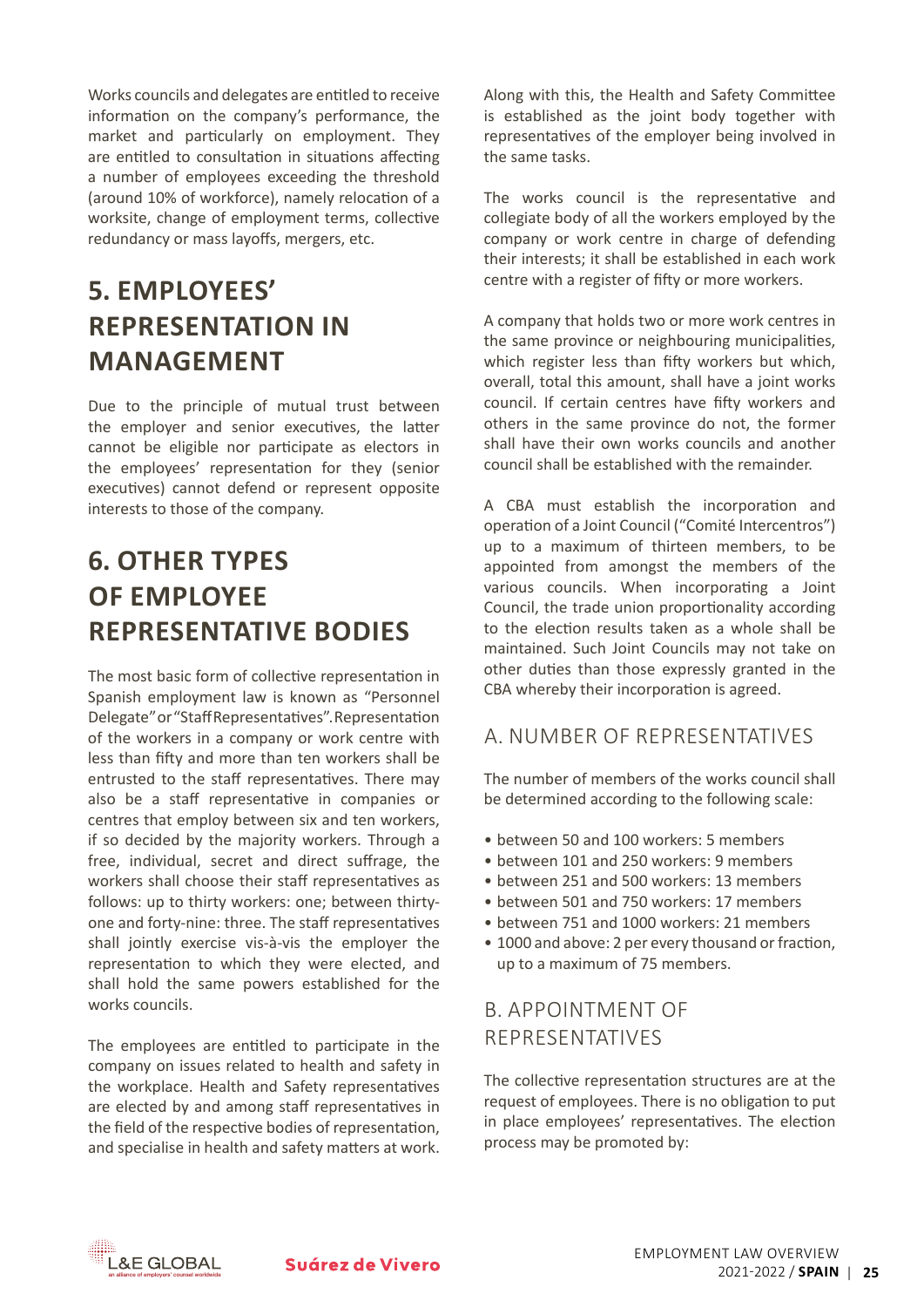Works councils and delegates are entitled to receive information on the company's performance, the market and particularly on employment. They are entitled to consultation in situations affecting a number of employees exceeding the threshold (around 10% of workforce), namely relocation of a worksite, change of employment terms, collective redundancy or mass layoffs, mergers, etc.

## 5. EMPLOYEES' REPRESENTATION IN MANAGEMENT

Due to the principle of mutual trust between the employer and senior executives, the latter cannot be eligible nor participate as electors in the employees' representation for they (senior executives) cannot defend or represent opposite interests to those of the company.

## 6. OTHER TYPES OF EMPLOYEE REPRESENTATIVE BODIES

The most basic form of collective representation in Spanish employment law is known as "Personnel Delegate" or "Staff Representatives". Representation of the workers in a company or work centre with less than fifty and more than ten workers shall be entrusted to the staff representatives. There may also be a staff representative in companies or centres that employ between six and ten workers, if so decided by the majority workers. Through a free, individual, secret and direct suffrage, the workers shall choose their staff representatives as follows: up to thirty workers: one; between thirty-one and forty-nine: three. The staff representatives shall jointly exercise vis-à-vis the employer the representation to which they were elected, and shall hold the same powers established for the works councils.

The employees are entitled to participate in the company on issues related to health and safety in the workplace. Health and Safety representatives are elected by and among staff representatives in the field of the respective bodies of representation, and specialise in health and safety matters at work. Along with this, the Health and Safety Committee is established as the joint body together with representatives of the employer being involved in the same tasks.

The works council is the representative and collegiate body of all the workers employed by the company or work centre in charge of defending their interests; it shall be established in each work centre with a register of fifty or more workers.

A company that holds two or more work centres in the same province or neighbouring municipalities, which register less than fifty workers but which, overall, total this amount, shall have a joint works council. If certain centres have fifty workers and others in the same province do not, the former shall have their own works councils and another council shall be established with the remainder.

A CBA must establish the incorporation and operation of a Joint Council ("Comité Intercentros") up to a maximum of thirteen members, to be appointed from amongst the members of the various councils. When incorporating a Joint Council, the trade union proportionality according to the election results taken as a whole shall be maintained. Such Joint Councils may not take on other duties than those expressly granted in the CBA whereby their incorporation is agreed.

### A. NUMBER OF REPRESENTATIVES

The number of members of the works council shall be determined according to the following scale:

- between 50 and 100 workers: 5 members
- between 101 and 250 workers: 9 members
- between 251 and 500 workers: 13 members
- between 501 and 750 workers: 17 members
- between 751 and 1000 workers: 21 members
- 1000 and above: 2 per every thousand or fraction, up to a maximum of 75 members.

### B. APPOINTMENT OF REPRESENTATIVES

The collective representation structures are at the request of employees. There is no obligation to put in place employees' representatives. The election process may be promoted by: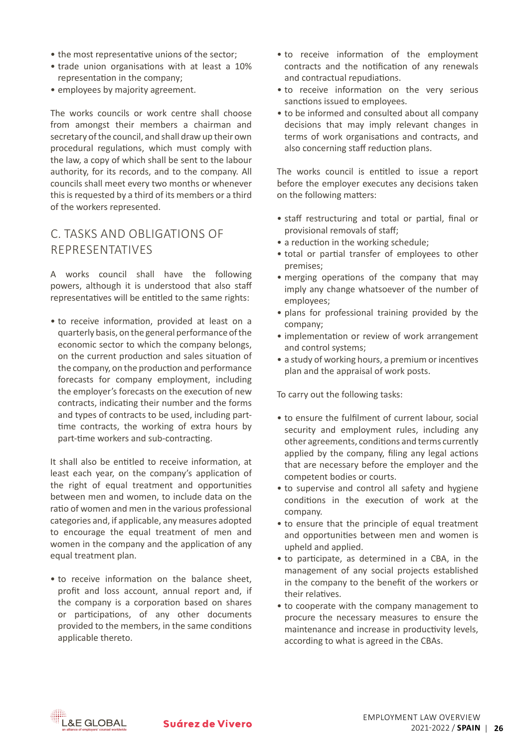- the most representative unions of the sector;
- trade union organisations with at least a 10% representation in the company;
- employees by majority agreement.

The works councils or work centre shall choose from amongst their members a chairman and secretary of the council, and shall draw up their own procedural regulations, which must comply with the law, a copy of which shall be sent to the labour authority, for its records, and to the company. All councils shall meet every two months or whenever this is requested by a third of its members or a third of the workers represented.

## C. TASKS AND OBLIGATIONS OF REPRESENTATIVES

A works council shall have the following powers, although it is understood that also staff representatives will be entitled to the same rights:

- to receive information, provided at least on a quarterly basis, on the general performance of the economic sector to which the company belongs, on the current production and sales situation of the company, on the production and performance forecasts for company employment, including the employer's forecasts on the execution of new contracts, indicating their number and the forms and types of contracts to be used, including part-time contracts, the working of extra hours by part-time workers and sub-contracting.

It shall also be entitled to receive information, at least each year, on the company's application of the right of equal treatment and opportunities between men and women, to include data on the ratio of women and men in the various professional categories and, if applicable, any measures adopted to encourage the equal treatment of men and women in the company and the application of any equal treatment plan.

- to receive information on the balance sheet, profit and loss account, annual report and, if the company is a corporation based on shares or participations, of any other documents provided to the members, in the same conditions applicable thereto.
- to receive information of the employment contracts and the notification of any renewals and contractual repudiations.
- to receive information on the very serious sanctions issued to employees.
- to be informed and consulted about all company decisions that may imply relevant changes in terms of work organisations and contracts, and also concerning staff reduction plans.

The works council is entitled to issue a report before the employer executes any decisions taken on the following matters:

- staff restructuring and total or partial, final or provisional removals of staff;
- a reduction in the working schedule;
- total or partial transfer of employees to other premises;
- merging operations of the company that may imply any change whatsoever of the number of employees;
- plans for professional training provided by the company;
- implementation or review of work arrangement and control systems;
- a study of working hours, a premium or incentives plan and the appraisal of work posts.

To carry out the following tasks:

- to ensure the fulfilment of current labour, social security and employment rules, including any other agreements, conditions and terms currently applied by the company, filing any legal actions that are necessary before the employer and the competent bodies or courts.
- to supervise and control all safety and hygiene conditions in the execution of work at the company.
- to ensure that the principle of equal treatment and opportunities between men and women is upheld and applied.
- to participate, as determined in a CBA, in the management of any social projects established in the company to the benefit of the workers or their relatives.
- to cooperate with the company management to procure the necessary measures to ensure the maintenance and increase in productivity levels, according to what is agreed in the CBAs.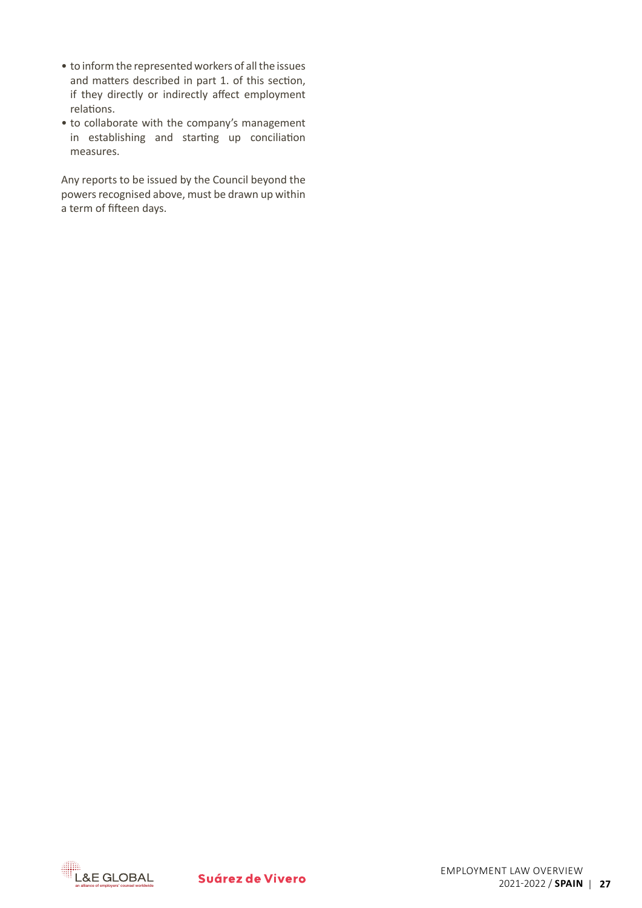- to inform the represented workers of all the issues and matters described in part 1. of this section, if they directly or indirectly affect employment relations.
- to collaborate with the company's management in establishing and starting up conciliation measures.

Any reports to be issued by the Council beyond the powers recognised above, must be drawn up within a term of fifteen days.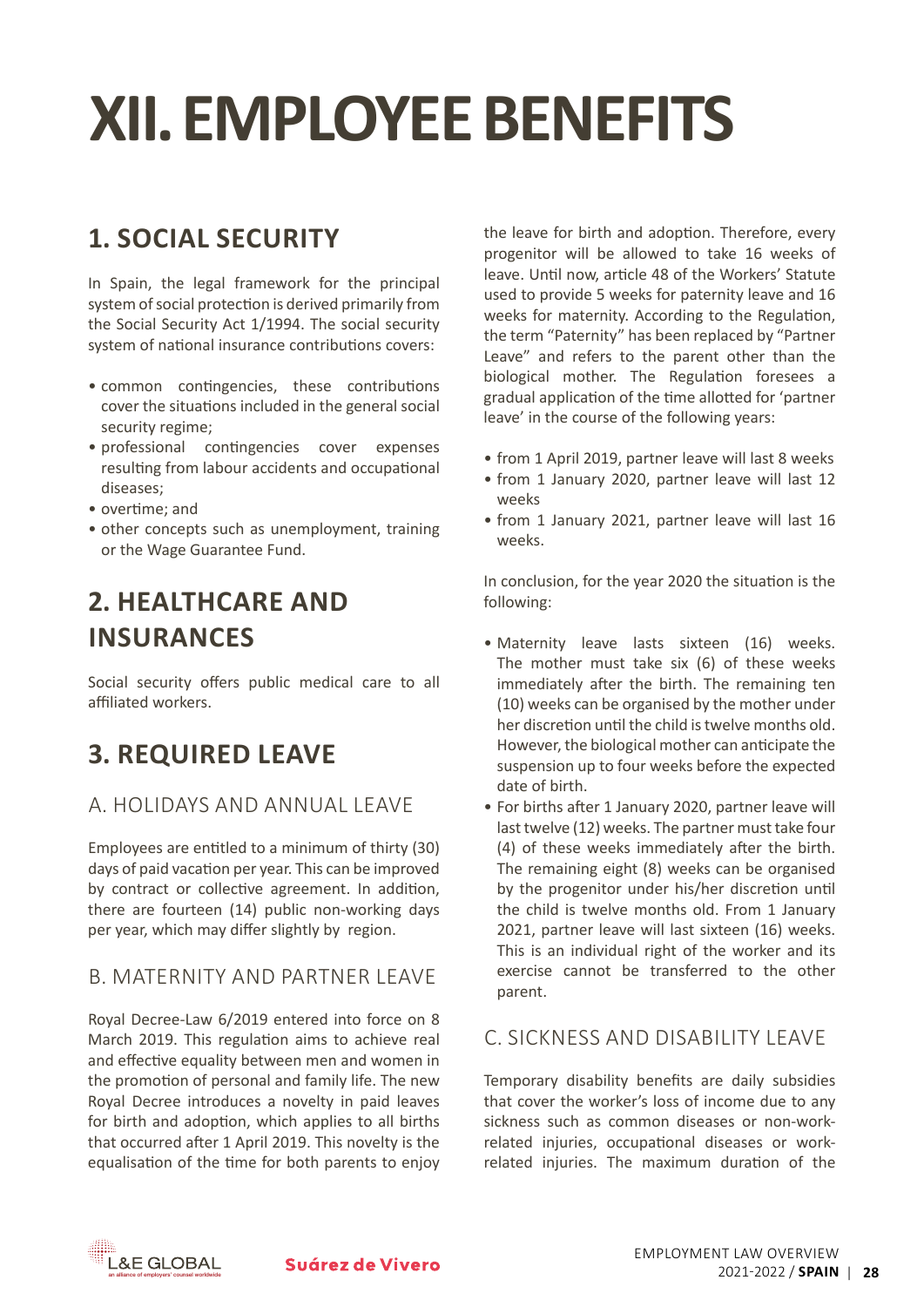# XII. EMPLOYEE BENEFITS

## 1. SOCIAL SECURITY

In Spain, the legal framework for the principal system of social protection is derived primarily from the Social Security Act 1/1994. The social security system of national insurance contributions covers:

- common contingencies, these contributions cover the situations included in the general social security regime;
- professional contingencies cover expenses resulting from labour accidents and occupational diseases;
- overtime; and
- other concepts such as unemployment, training or the Wage Guarantee Fund.

## 2. HEALTHCARE AND INSURANCES

Social security offers public medical care to all affiliated workers.

## 3. REQUIRED LEAVE

### A. HOLIDAYS AND ANNUAL LEAVE

Employees are entitled to a minimum of thirty (30) days of paid vacation per year. This can be improved by contract or collective agreement. In addition, there are fourteen (14) public non-working days per year, which may differ slightly by region.

### B. MATERNITY AND PARTNER LEAVE

Royal Decree-Law 6/2019 entered into force on 8 March 2019. This regulation aims to achieve real and effective equality between men and women in the promotion of personal and family life. The new Royal Decree introduces a novelty in paid leaves for birth and adoption, which applies to all births that occurred after 1 April 2019. This novelty is the equalisation of the time for both parents to enjoy the leave for birth and adoption. Therefore, every progenitor will be allowed to take 16 weeks of leave. Until now, article 48 of the Workers' Statute used to provide 5 weeks for paternity leave and 16 weeks for maternity. According to the Regulation, the term "Paternity" has been replaced by "Partner Leave" and refers to the parent other than the biological mother. The Regulation foresees a gradual application of the time allotted for 'partner leave' in the course of the following years:

- from 1 April 2019, partner leave will last 8 weeks
- from 1 January 2020, partner leave will last 12 weeks
- from 1 January 2021, partner leave will last 16 weeks.

In conclusion, for the year 2020 the situation is the following:

- Maternity leave lasts sixteen (16) weeks. The mother must take six (6) of these weeks immediately after the birth. The remaining ten (10) weeks can be organised by the mother under her discretion until the child is twelve months old. However, the biological mother can anticipate the suspension up to four weeks before the expected date of birth.
- For births after 1 January 2020, partner leave will last twelve (12) weeks. The partner must take four (4) of these weeks immediately after the birth. The remaining eight (8) weeks can be organised by the progenitor under his/her discretion until the child is twelve months old. From 1 January 2021, partner leave will last sixteen (16) weeks. This is an individual right of the worker and its exercise cannot be transferred to the other parent.

### C. SICKNESS AND DISABILITY LEAVE

Temporary disability benefits are daily subsidies that cover the worker's loss of income due to any sickness such as common diseases or non-work-related injuries, occupational diseases or work-related injuries. The maximum duration of the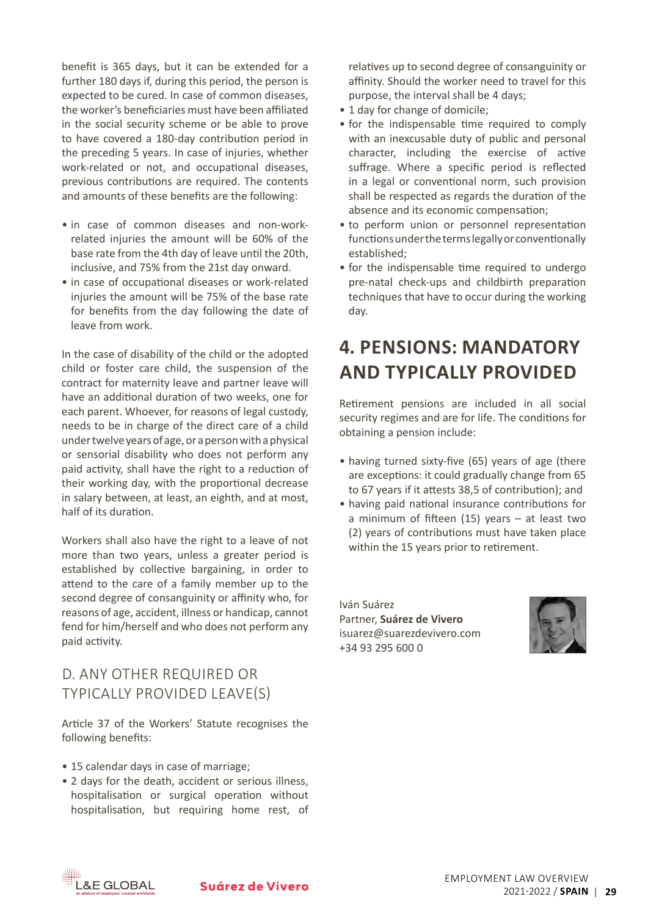benefit is 365 days, but it can be extended for a further 180 days if, during this period, the person is expected to be cured. In case of common diseases, the worker's beneficiaries must have been affiliated in the social security scheme or be able to prove to have covered a 180-day contribution period in the preceding 5 years. In case of injuries, whether work-related or not, and occupational diseases, previous contributions are required. The contents and amounts of these benefits are the following:

- in case of common diseases and non-work-related injuries the amount will be 60% of the base rate from the 4th day of leave until the 20th, inclusive, and 75% from the 21st day onward.
- in case of occupational diseases or work-related injuries the amount will be 75% of the base rate for benefits from the day following the date of leave from work.

In the case of disability of the child or the adopted child or foster care child, the suspension of the contract for maternity leave and partner leave will have an additional duration of two weeks, one for each parent. Whoever, for reasons of legal custody, needs to be in charge of the direct care of a child under twelve years of age, or a person with a physical or sensorial disability who does not perform any paid activity, shall have the right to a reduction of their working day, with the proportional decrease in salary between, at least, an eighth, and at most, half of its duration.

Workers shall also have the right to a leave of not more than two years, unless a greater period is established by collective bargaining, in order to attend to the care of a family member up to the second degree of consanguinity or affinity who, for reasons of age, accident, illness or handicap, cannot fend for him/herself and who does not perform any paid activity.

### D. ANY OTHER REQUIRED OR TYPICALLY PROVIDED LEAVE(S)

Article 37 of the Workers' Statute recognises the following benefits:

- 15 calendar days in case of marriage;
- 2 days for the death, accident or serious illness, hospitalisation or surgical operation without hospitalisation, but requiring home rest, of relatives up to second degree of consanguinity or affinity. Should the worker need to travel for this purpose, the interval shall be 4 days;
- 1 day for change of domicile;
- for the indispensable time required to comply with an inexcusable duty of public and personal character, including the exercise of active suffrage. Where a specific period is reflected in a legal or conventional norm, such provision shall be respected as regards the duration of the absence and its economic compensation;
- to perform union or personnel representation functions under the terms legally or conventionally established;
- for the indispensable time required to undergo pre-natal check-ups and childbirth preparation techniques that have to occur during the working day.

## 4. PENSIONS: MANDATORY AND TYPICALLY PROVIDED

Retirement pensions are included in all social security regimes and are for life. The conditions for obtaining a pension include:

- having turned sixty-five (65) years of age (there are exceptions: it could gradually change from 65 to 67 years if it attests 38,5 of contribution); and
- having paid national insurance contributions for a minimum of fifteen (15) years – at least two (2) years of contributions must have taken place within the 15 years prior to retirement.

Iván Suárez
Partner, **Suárez de Vivero**
isuarez@suarezdevivero.com
+34 93 295 600 0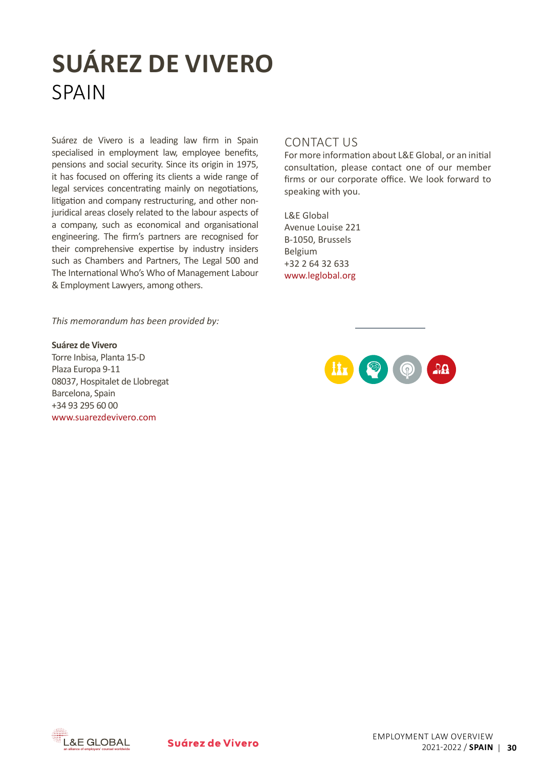# SUÁREZ DE VIVERO

SPAIN

Suárez de Vivero is a leading law firm in Spain specialised in employment law, employee benefits, pensions and social security. Since its origin in 1975, it has focused on offering its clients a wide range of legal services concentrating mainly on negotiations, litigation and company restructuring, and other non-juridical areas closely related to the labour aspects of a company, such as economical and organisational engineering. The firm's partners are recognised for their comprehensive expertise by industry insiders such as Chambers and Partners, The Legal 500 and The International Who's Who of Management Labour & Employment Lawyers, among others.

*This memorandum has been provided by:*

**Suárez de Vivero**
Torre Inbisa, Planta 15-D
Plaza Europa 9-11
08037, Hospitalet de Llobregat
Barcelona, Spain
+34 93 295 60 00
www.suarezdevivero.com

## CONTACT US

For more information about L&E Global, or an initial consultation, please contact one of our member firms or our corporate office. We look forward to speaking with you.

L&E Global
Avenue Louise 221
B-1050, Brussels
Belgium
+32 2 64 32 633
www.leglobal.org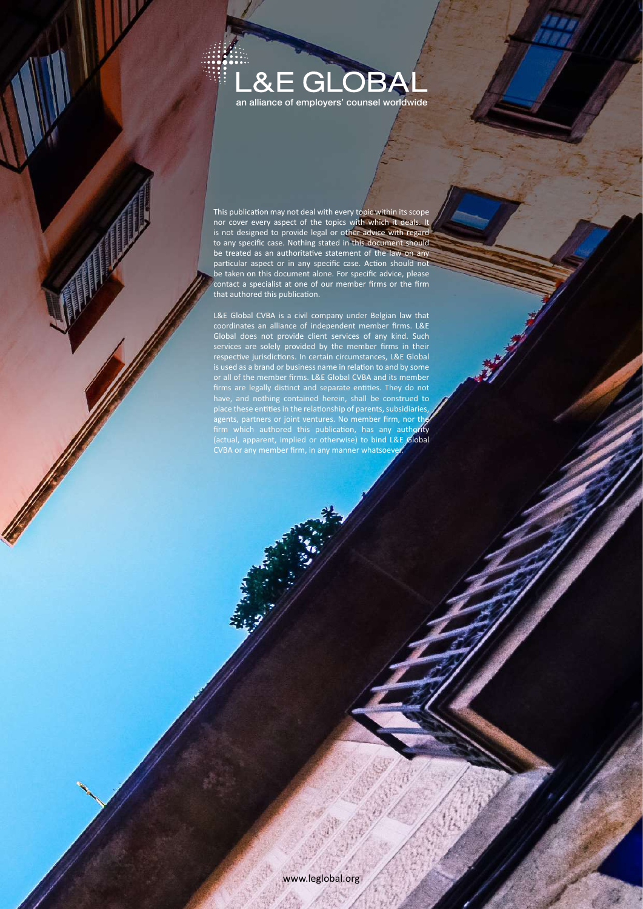# L&E GLOBAL

an alliance of employers' counsel worldwide

This publication may not deal with every topic within its scope nor cover every aspect of the topics with which it deals. It is not designed to provide legal or other advice with regard to any specific case. Nothing stated in this document should be treated as an authoritative statement of the law on any particular aspect or in any specific case. Action should not be taken on this document alone. For specific advice, please contact a specialist at one of our member firms or the firm that authored this publication.

L&E Global CVBA is a civil company under Belgian law that coordinates an alliance of independent member firms. L&E Global does not provide client services of any kind. Such services are solely provided by the member firms in their respective jurisdictions. In certain circumstances, L&E Global is used as a brand or business name in relation to and by some or all of the member firms. L&E Global CVBA and its member firms are legally distinct and separate entities. They do not have, and nothing contained herein, shall be construed to place these entities in the relationship of parents, subsidiaries, agents, partners or joint ventures. No member firm, nor the firm which authored this publication, has any authority (actual, apparent, implied or otherwise) to bind L&E Global CVBA or any member firm, in any manner whatsoever.

www.leglobal.org